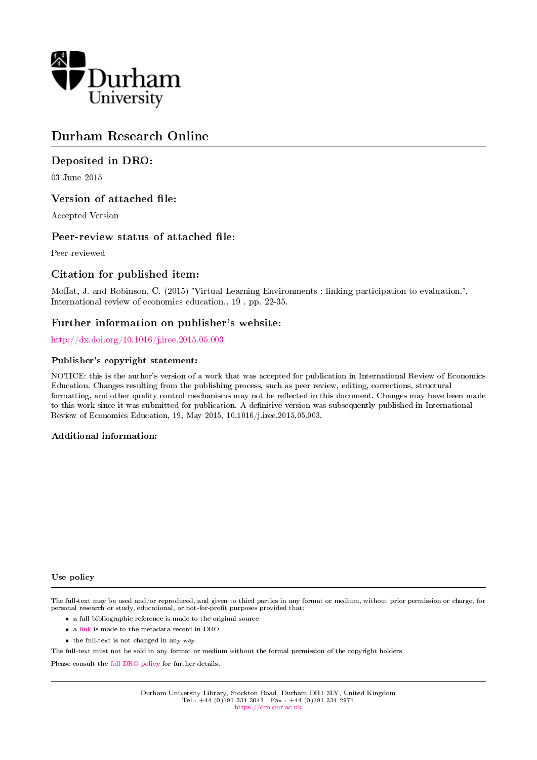Durham University

# Durham Research Online

## Deposited in DRO:

03 June 2015

## Version of attached file:

Accepted Version

## Peer-review status of attached file:

Peer-reviewed

## Citation for published item:

Moffat, J. and Robinson, C. (2015) 'Virtual Learning Environments : linking participation to evaluation.', International review of economics education., 19 . pp. 22-35.

## Further information on publisher's website:

http://dx.doi.org/10.1016/j.iree.2015.05.003

### Publisher's copyright statement:

NOTICE: this is the author's version of a work that was accepted for publication in International Review of Economics Education. Changes resulting from the publishing process, such as peer review, editing, corrections, structural formatting, and other quality control mechanisms may not be reflected in this document. Changes may have been made to this work since it was submitted for publication. A definitive version was subsequently published in International Review of Economics Education, 19, May 2015, 10.1016/j.iree.2015.05.003.

### Additional information:

### Use policy

The full-text may be used and/or reproduced, and given to third parties in any format or medium, without prior permission or charge, for personal research or study, educational, or not-for-profit purposes provided that:

- a full bibliographic reference is made to the original source
- a link is made to the metadata record in DRO
- the full-text is not changed in any way

The full-text must not be sold in any format or medium without the formal permission of the copyright holders.

Please consult the full DRO policy for further details.

Durham University Library, Stockton Road, Durham DH1 3LY, United Kingdom
Tel : +44 (0)191 334 3042 | Fax : +44 (0)191 334 2971
https://dro.dur.ac.uk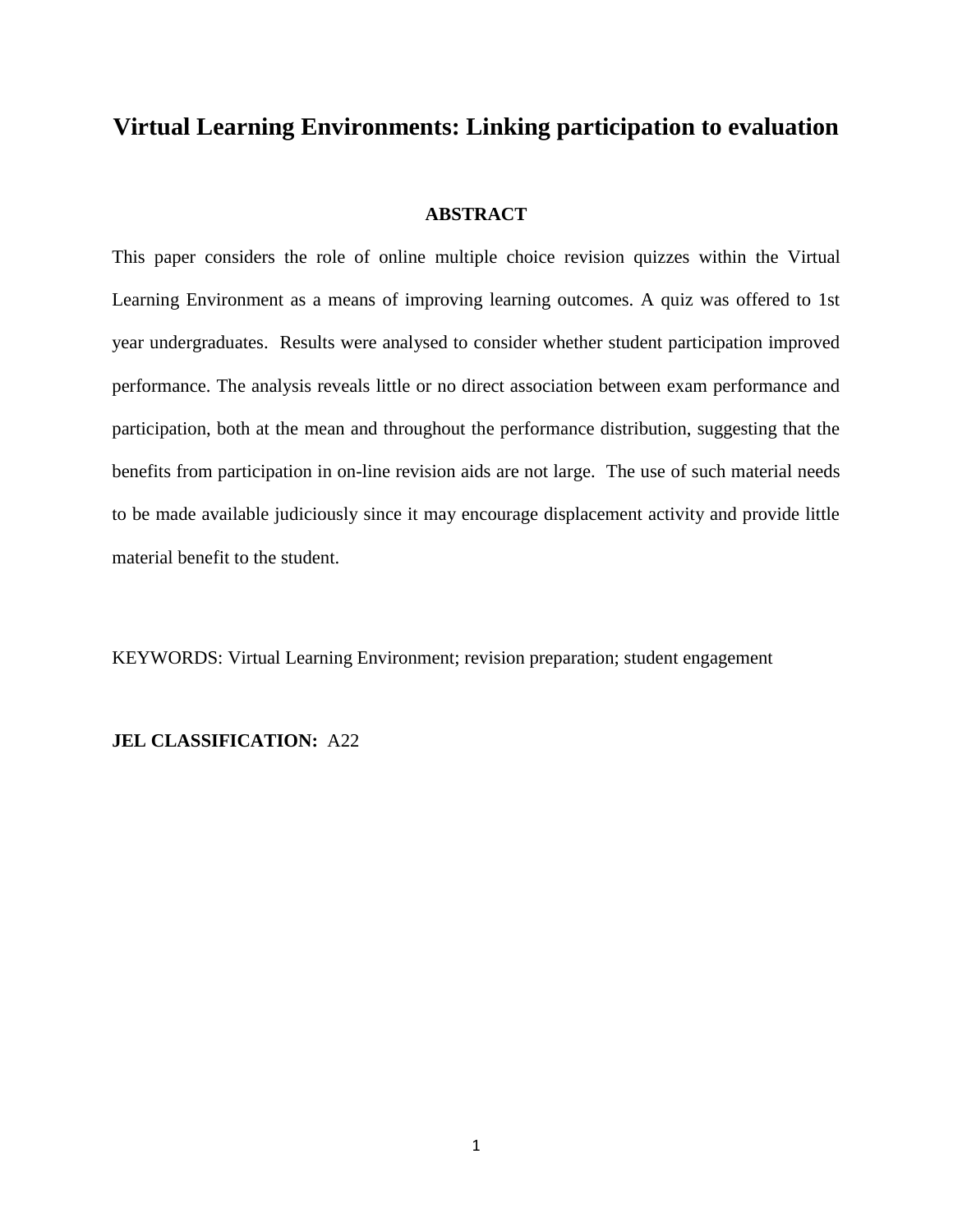# Virtual Learning Environments: Linking participation to evaluation

## ABSTRACT

This paper considers the role of online multiple choice revision quizzes within the Virtual Learning Environment as a means of improving learning outcomes. A quiz was offered to 1st year undergraduates. Results were analysed to consider whether student participation improved performance. The analysis reveals little or no direct association between exam performance and participation, both at the mean and throughout the performance distribution, suggesting that the benefits from participation in on-line revision aids are not large. The use of such material needs to be made available judiciously since it may encourage displacement activity and provide little material benefit to the student.

KEYWORDS: Virtual Learning Environment; revision preparation; student engagement

**JEL CLASSIFICATION:** A22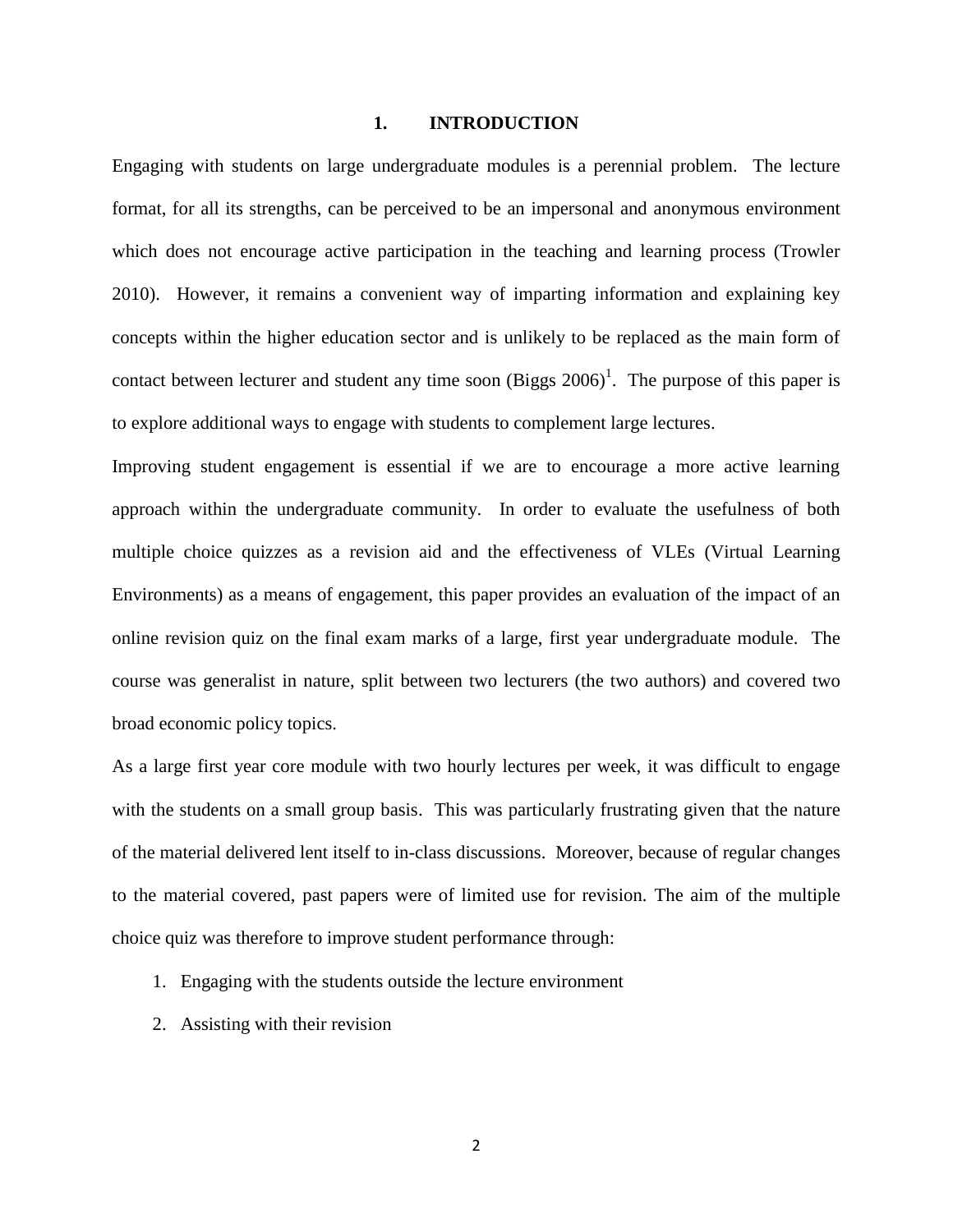# 1. INTRODUCTION

Engaging with students on large undergraduate modules is a perennial problem. The lecture format, for all its strengths, can be perceived to be an impersonal and anonymous environment which does not encourage active participation in the teaching and learning process (Trowler 2010). However, it remains a convenient way of imparting information and explaining key concepts within the higher education sector and is unlikely to be replaced as the main form of contact between lecturer and student any time soon (Biggs 2006)[1]. The purpose of this paper is to explore additional ways to engage with students to complement large lectures.

Improving student engagement is essential if we are to encourage a more active learning approach within the undergraduate community. In order to evaluate the usefulness of both multiple choice quizzes as a revision aid and the effectiveness of VLEs (Virtual Learning Environments) as a means of engagement, this paper provides an evaluation of the impact of an online revision quiz on the final exam marks of a large, first year undergraduate module. The course was generalist in nature, split between two lecturers (the two authors) and covered two broad economic policy topics.

As a large first year core module with two hourly lectures per week, it was difficult to engage with the students on a small group basis. This was particularly frustrating given that the nature of the material delivered lent itself to in-class discussions. Moreover, because of regular changes to the material covered, past papers were of limited use for revision. The aim of the multiple choice quiz was therefore to improve student performance through:

1. Engaging with the students outside the lecture environment
2. Assisting with their revision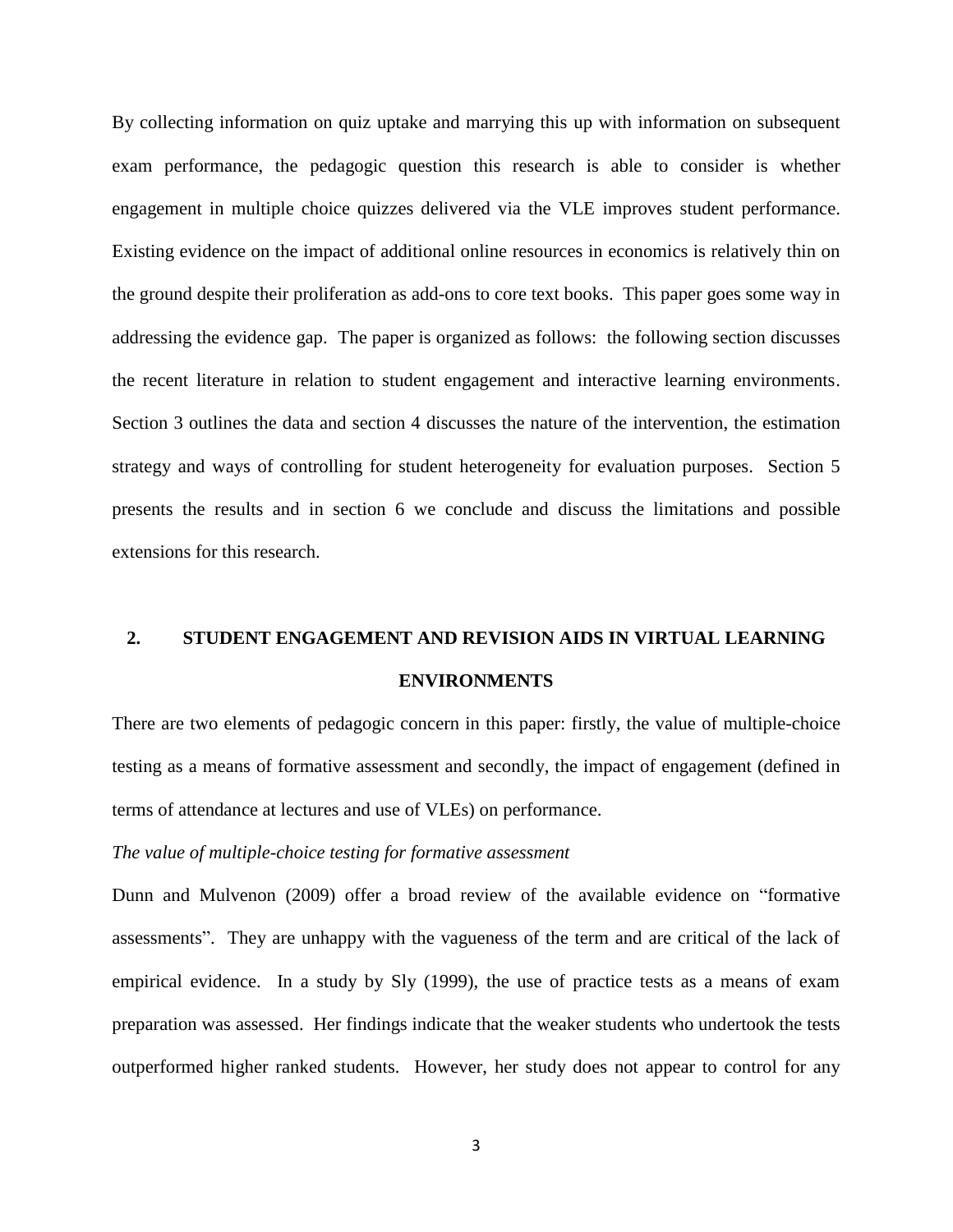By collecting information on quiz uptake and marrying this up with information on subsequent exam performance, the pedagogic question this research is able to consider is whether engagement in multiple choice quizzes delivered via the VLE improves student performance. Existing evidence on the impact of additional online resources in economics is relatively thin on the ground despite their proliferation as add-ons to core text books. This paper goes some way in addressing the evidence gap. The paper is organized as follows: the following section discusses the recent literature in relation to student engagement and interactive learning environments. Section 3 outlines the data and section 4 discusses the nature of the intervention, the estimation strategy and ways of controlling for student heterogeneity for evaluation purposes. Section 5 presents the results and in section 6 we conclude and discuss the limitations and possible extensions for this research.

## 2. STUDENT ENGAGEMENT AND REVISION AIDS IN VIRTUAL LEARNING ENVIRONMENTS

There are two elements of pedagogic concern in this paper: firstly, the value of multiple-choice testing as a means of formative assessment and secondly, the impact of engagement (defined in terms of attendance at lectures and use of VLEs) on performance.

*The value of multiple-choice testing for formative assessment*

Dunn and Mulvenon (2009) offer a broad review of the available evidence on "formative assessments". They are unhappy with the vagueness of the term and are critical of the lack of empirical evidence. In a study by Sly (1999), the use of practice tests as a means of exam preparation was assessed. Her findings indicate that the weaker students who undertook the tests outperformed higher ranked students. However, her study does not appear to control for any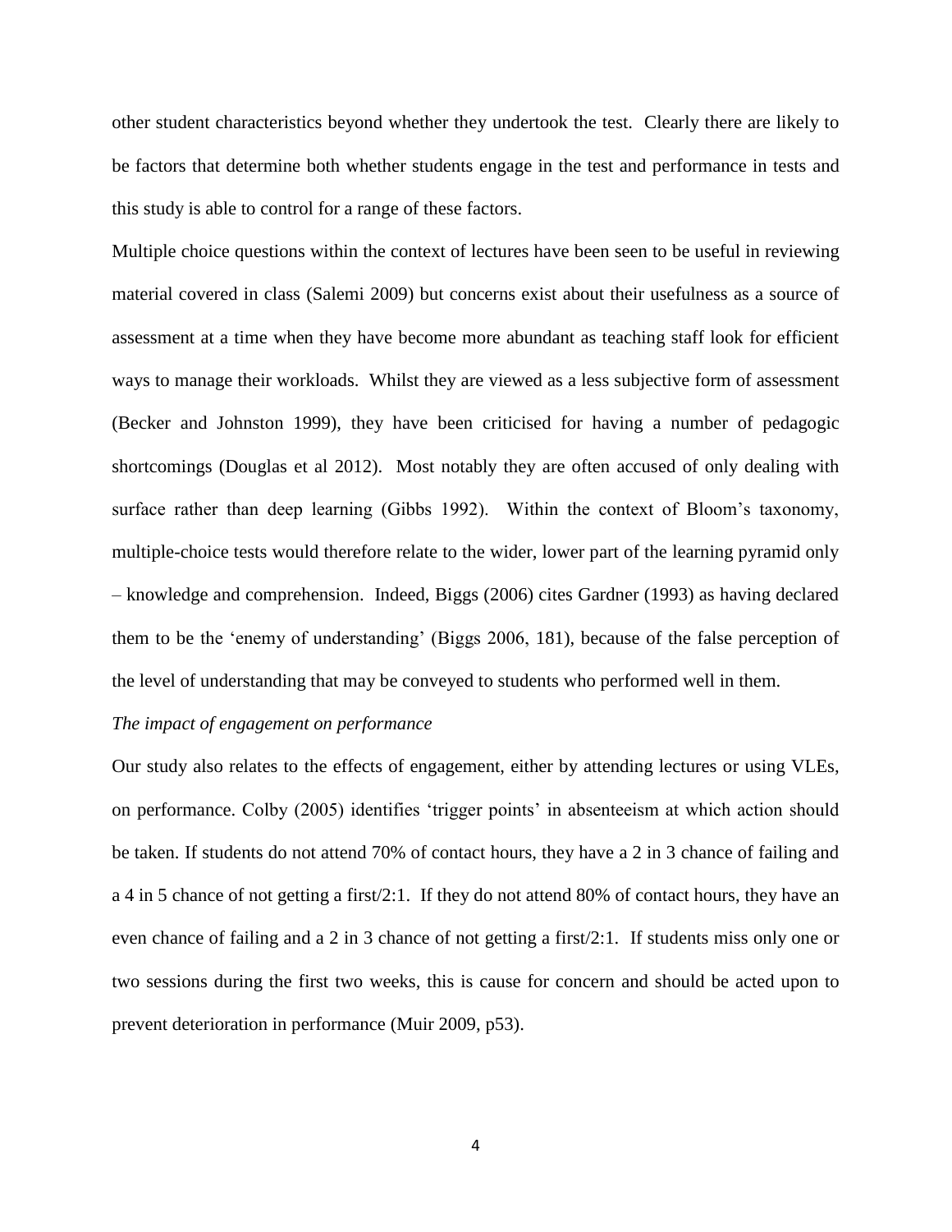other student characteristics beyond whether they undertook the test. Clearly there are likely to be factors that determine both whether students engage in the test and performance in tests and this study is able to control for a range of these factors.

Multiple choice questions within the context of lectures have been seen to be useful in reviewing material covered in class (Salemi 2009) but concerns exist about their usefulness as a source of assessment at a time when they have become more abundant as teaching staff look for efficient ways to manage their workloads. Whilst they are viewed as a less subjective form of assessment (Becker and Johnston 1999), they have been criticised for having a number of pedagogic shortcomings (Douglas et al 2012). Most notably they are often accused of only dealing with surface rather than deep learning (Gibbs 1992). Within the context of Bloom's taxonomy, multiple-choice tests would therefore relate to the wider, lower part of the learning pyramid only – knowledge and comprehension. Indeed, Biggs (2006) cites Gardner (1993) as having declared them to be the 'enemy of understanding' (Biggs 2006, 181), because of the false perception of the level of understanding that may be conveyed to students who performed well in them.

*The impact of engagement on performance*

Our study also relates to the effects of engagement, either by attending lectures or using VLEs, on performance. Colby (2005) identifies 'trigger points' in absenteeism at which action should be taken. If students do not attend 70% of contact hours, they have a 2 in 3 chance of failing and a 4 in 5 chance of not getting a first/2:1. If they do not attend 80% of contact hours, they have an even chance of failing and a 2 in 3 chance of not getting a first/2:1. If students miss only one or two sessions during the first two weeks, this is cause for concern and should be acted upon to prevent deterioration in performance (Muir 2009, p53).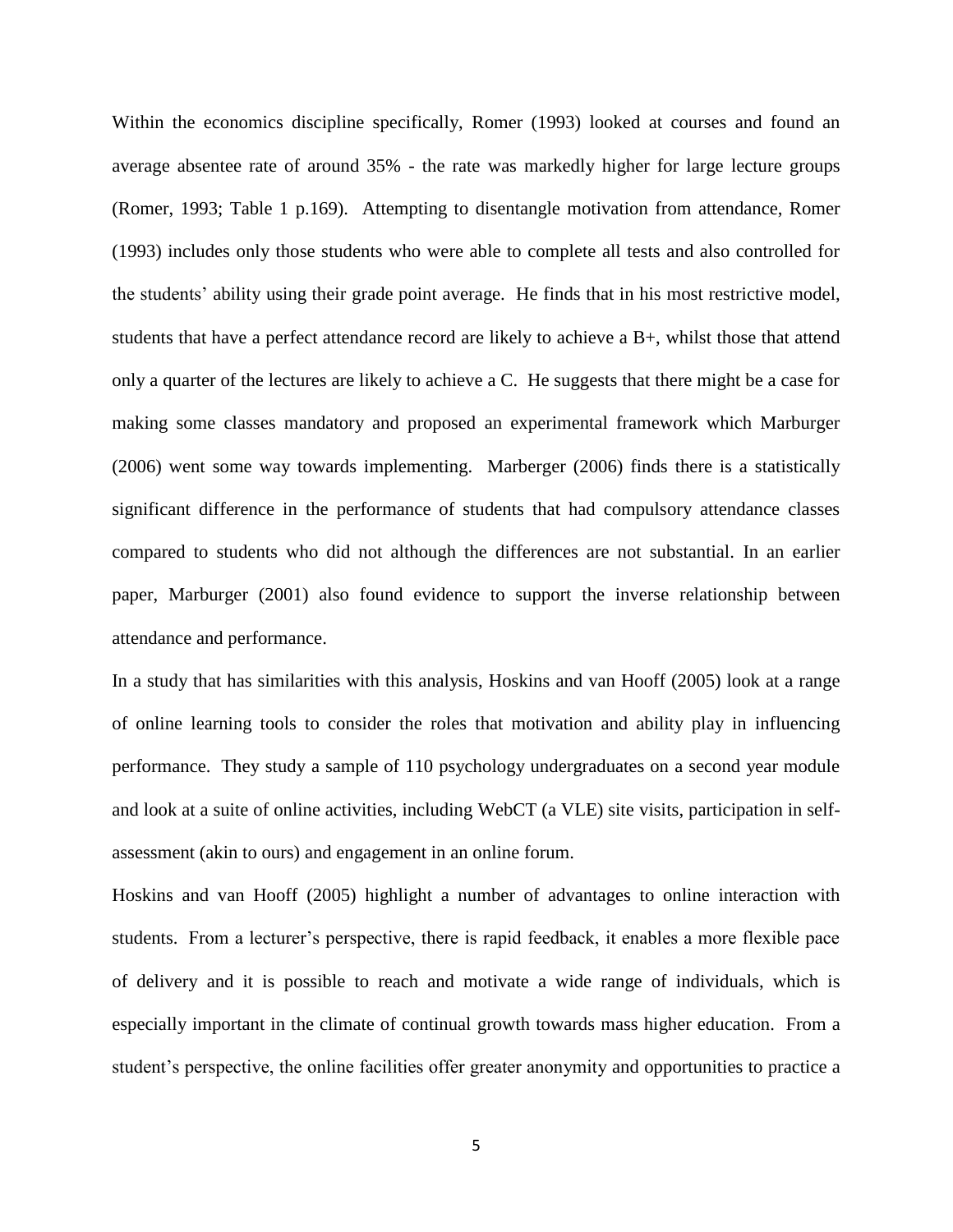Within the economics discipline specifically, Romer (1993) looked at courses and found an average absentee rate of around 35% - the rate was markedly higher for large lecture groups (Romer, 1993; Table 1 p.169). Attempting to disentangle motivation from attendance, Romer (1993) includes only those students who were able to complete all tests and also controlled for the students' ability using their grade point average. He finds that in his most restrictive model, students that have a perfect attendance record are likely to achieve a B+, whilst those that attend only a quarter of the lectures are likely to achieve a C. He suggests that there might be a case for making some classes mandatory and proposed an experimental framework which Marburger (2006) went some way towards implementing. Marberger (2006) finds there is a statistically significant difference in the performance of students that had compulsory attendance classes compared to students who did not although the differences are not substantial. In an earlier paper, Marburger (2001) also found evidence to support the inverse relationship between attendance and performance.

In a study that has similarities with this analysis, Hoskins and van Hooff (2005) look at a range of online learning tools to consider the roles that motivation and ability play in influencing performance. They study a sample of 110 psychology undergraduates on a second year module and look at a suite of online activities, including WebCT (a VLE) site visits, participation in self-assessment (akin to ours) and engagement in an online forum.

Hoskins and van Hooff (2005) highlight a number of advantages to online interaction with students. From a lecturer's perspective, there is rapid feedback, it enables a more flexible pace of delivery and it is possible to reach and motivate a wide range of individuals, which is especially important in the climate of continual growth towards mass higher education. From a student's perspective, the online facilities offer greater anonymity and opportunities to practice a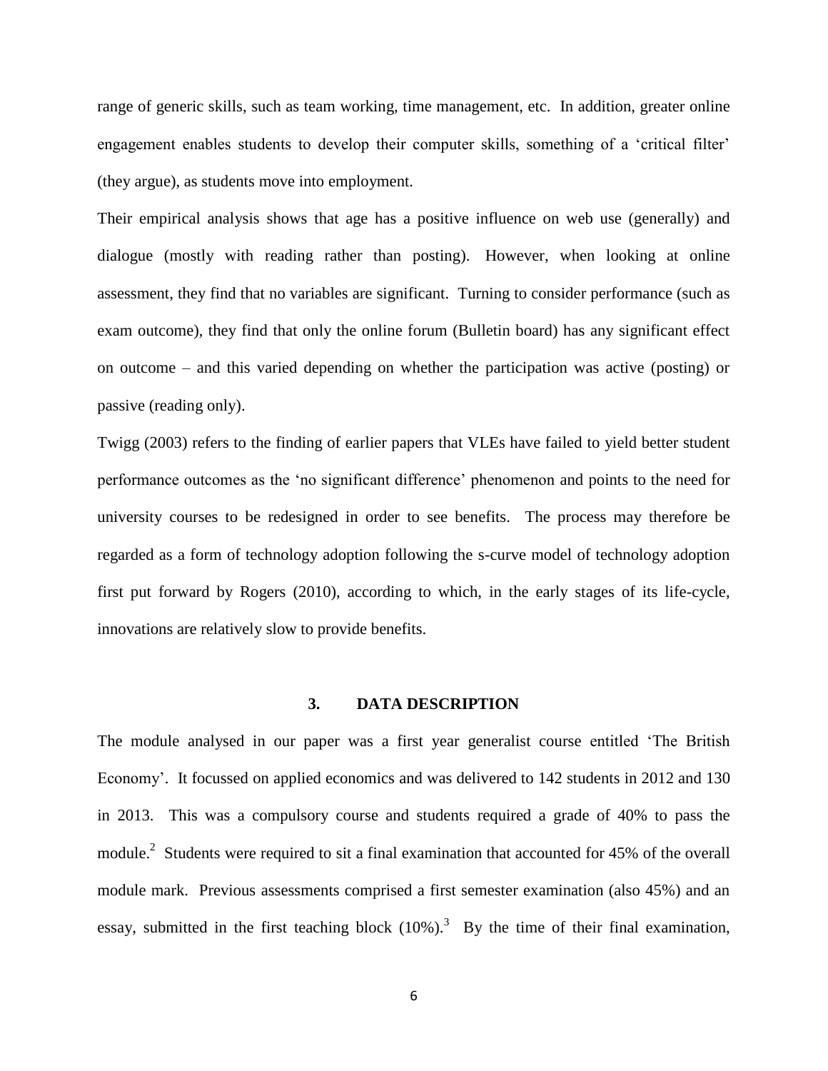range of generic skills, such as team working, time management, etc. In addition, greater online engagement enables students to develop their computer skills, something of a 'critical filter' (they argue), as students move into employment.

Their empirical analysis shows that age has a positive influence on web use (generally) and dialogue (mostly with reading rather than posting). However, when looking at online assessment, they find that no variables are significant. Turning to consider performance (such as exam outcome), they find that only the online forum (Bulletin board) has any significant effect on outcome – and this varied depending on whether the participation was active (posting) or passive (reading only).

Twigg (2003) refers to the finding of earlier papers that VLEs have failed to yield better student performance outcomes as the 'no significant difference' phenomenon and points to the need for university courses to be redesigned in order to see benefits. The process may therefore be regarded as a form of technology adoption following the s-curve model of technology adoption first put forward by Rogers (2010), according to which, in the early stages of its life-cycle, innovations are relatively slow to provide benefits.

## 3. DATA DESCRIPTION

The module analysed in our paper was a first year generalist course entitled 'The British Economy'. It focussed on applied economics and was delivered to 142 students in 2012 and 130 in 2013. This was a compulsory course and students required a grade of 40% to pass the module.[2] Students were required to sit a final examination that accounted for 45% of the overall module mark. Previous assessments comprised a first semester examination (also 45%) and an essay, submitted in the first teaching block (10%).[3] By the time of their final examination,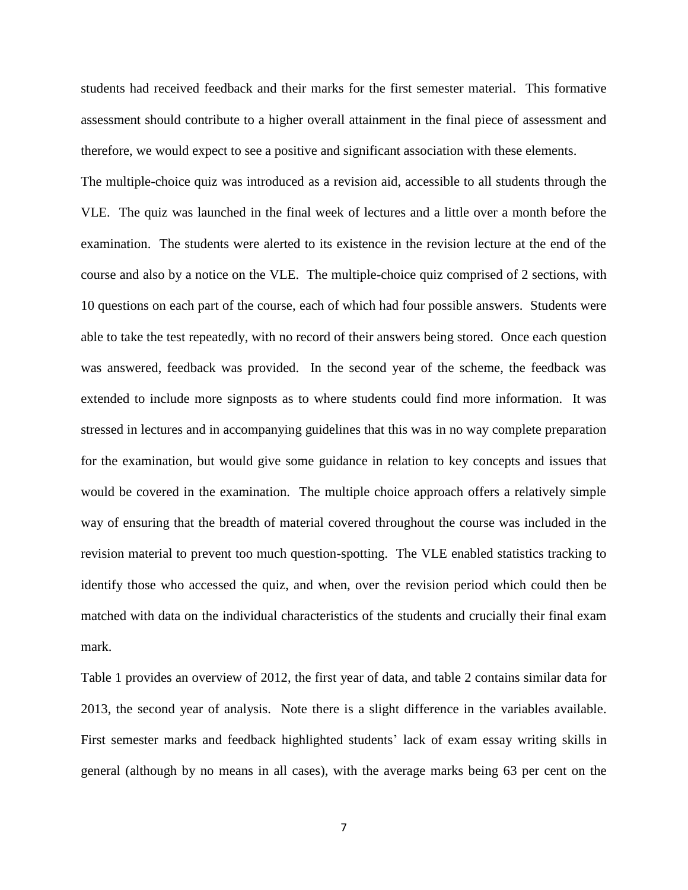students had received feedback and their marks for the first semester material. This formative assessment should contribute to a higher overall attainment in the final piece of assessment and therefore, we would expect to see a positive and significant association with these elements.

The multiple-choice quiz was introduced as a revision aid, accessible to all students through the VLE. The quiz was launched in the final week of lectures and a little over a month before the examination. The students were alerted to its existence in the revision lecture at the end of the course and also by a notice on the VLE. The multiple-choice quiz comprised of 2 sections, with 10 questions on each part of the course, each of which had four possible answers. Students were able to take the test repeatedly, with no record of their answers being stored. Once each question was answered, feedback was provided. In the second year of the scheme, the feedback was extended to include more signposts as to where students could find more information. It was stressed in lectures and in accompanying guidelines that this was in no way complete preparation for the examination, but would give some guidance in relation to key concepts and issues that would be covered in the examination. The multiple choice approach offers a relatively simple way of ensuring that the breadth of material covered throughout the course was included in the revision material to prevent too much question-spotting. The VLE enabled statistics tracking to identify those who accessed the quiz, and when, over the revision period which could then be matched with data on the individual characteristics of the students and crucially their final exam mark.

Table 1 provides an overview of 2012, the first year of data, and table 2 contains similar data for 2013, the second year of analysis. Note there is a slight difference in the variables available. First semester marks and feedback highlighted students' lack of exam essay writing skills in general (although by no means in all cases), with the average marks being 63 per cent on the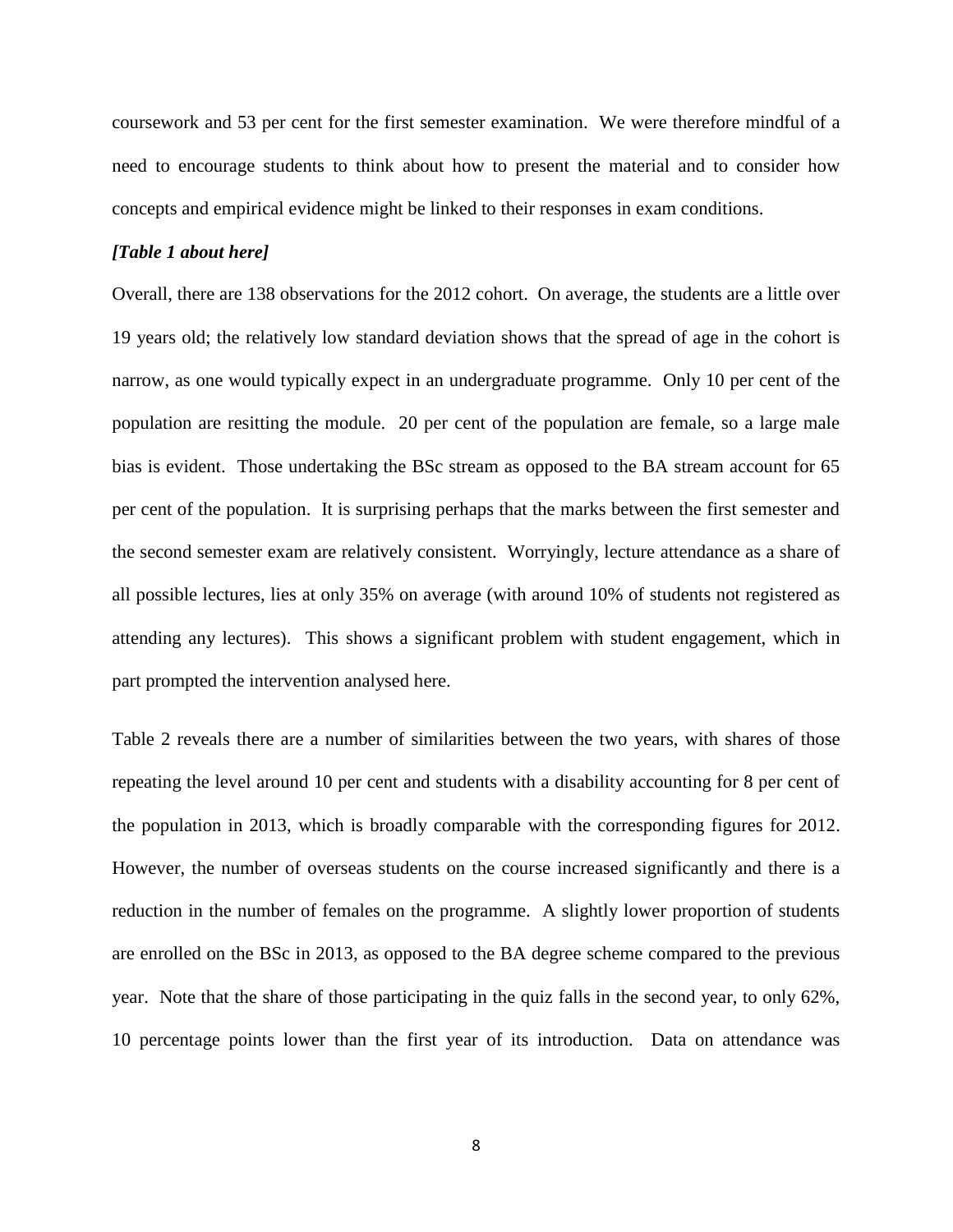coursework and 53 per cent for the first semester examination. We were therefore mindful of a need to encourage students to think about how to present the material and to consider how concepts and empirical evidence might be linked to their responses in exam conditions.

***[Table 1 about here]***

Overall, there are 138 observations for the 2012 cohort. On average, the students are a little over 19 years old; the relatively low standard deviation shows that the spread of age in the cohort is narrow, as one would typically expect in an undergraduate programme. Only 10 per cent of the population are resitting the module. 20 per cent of the population are female, so a large male bias is evident. Those undertaking the BSc stream as opposed to the BA stream account for 65 per cent of the population. It is surprising perhaps that the marks between the first semester and the second semester exam are relatively consistent. Worryingly, lecture attendance as a share of all possible lectures, lies at only 35% on average (with around 10% of students not registered as attending any lectures). This shows a significant problem with student engagement, which in part prompted the intervention analysed here.

Table 2 reveals there are a number of similarities between the two years, with shares of those repeating the level around 10 per cent and students with a disability accounting for 8 per cent of the population in 2013, which is broadly comparable with the corresponding figures for 2012. However, the number of overseas students on the course increased significantly and there is a reduction in the number of females on the programme. A slightly lower proportion of students are enrolled on the BSc in 2013, as opposed to the BA degree scheme compared to the previous year. Note that the share of those participating in the quiz falls in the second year, to only 62%, 10 percentage points lower than the first year of its introduction. Data on attendance was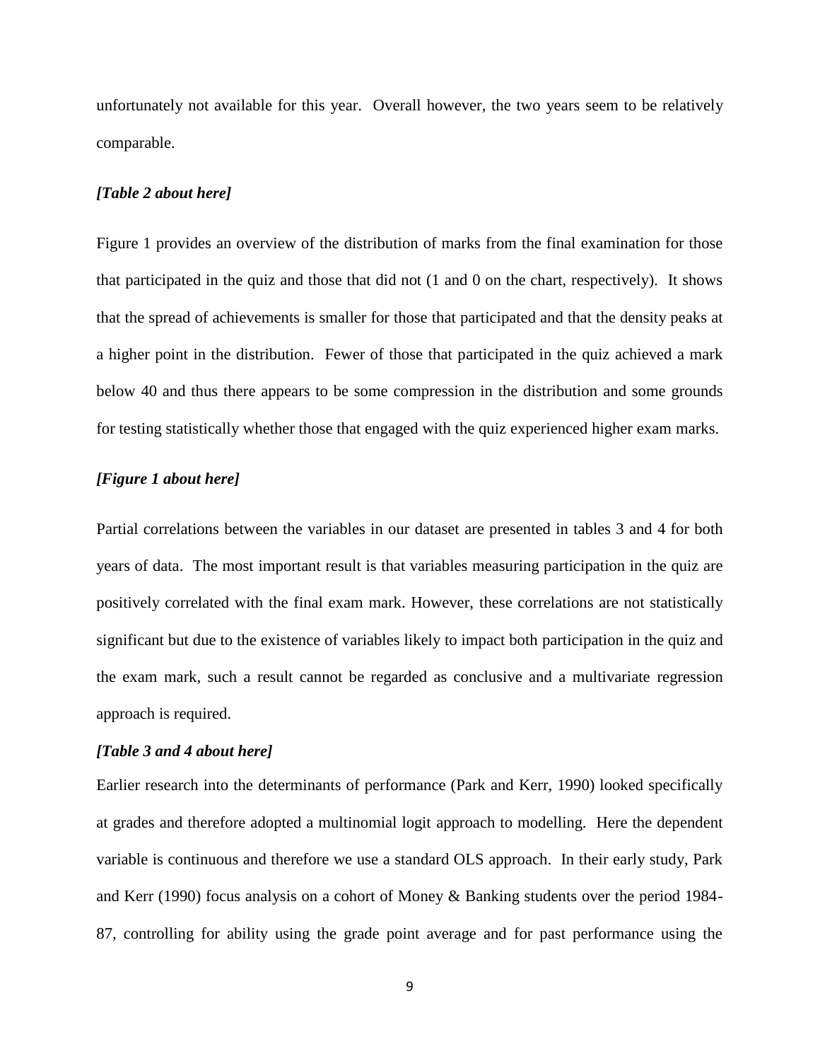unfortunately not available for this year. Overall however, the two years seem to be relatively comparable.

***[Table 2 about here]***

Figure 1 provides an overview of the distribution of marks from the final examination for those that participated in the quiz and those that did not (1 and 0 on the chart, respectively). It shows that the spread of achievements is smaller for those that participated and that the density peaks at a higher point in the distribution. Fewer of those that participated in the quiz achieved a mark below 40 and thus there appears to be some compression in the distribution and some grounds for testing statistically whether those that engaged with the quiz experienced higher exam marks.

***[Figure 1 about here]***

Partial correlations between the variables in our dataset are presented in tables 3 and 4 for both years of data. The most important result is that variables measuring participation in the quiz are positively correlated with the final exam mark. However, these correlations are not statistically significant but due to the existence of variables likely to impact both participation in the quiz and the exam mark, such a result cannot be regarded as conclusive and a multivariate regression approach is required.

***[Table 3 and 4 about here]***

Earlier research into the determinants of performance (Park and Kerr, 1990) looked specifically at grades and therefore adopted a multinomial logit approach to modelling. Here the dependent variable is continuous and therefore we use a standard OLS approach. In their early study, Park and Kerr (1990) focus analysis on a cohort of Money & Banking students over the period 1984-87, controlling for ability using the grade point average and for past performance using the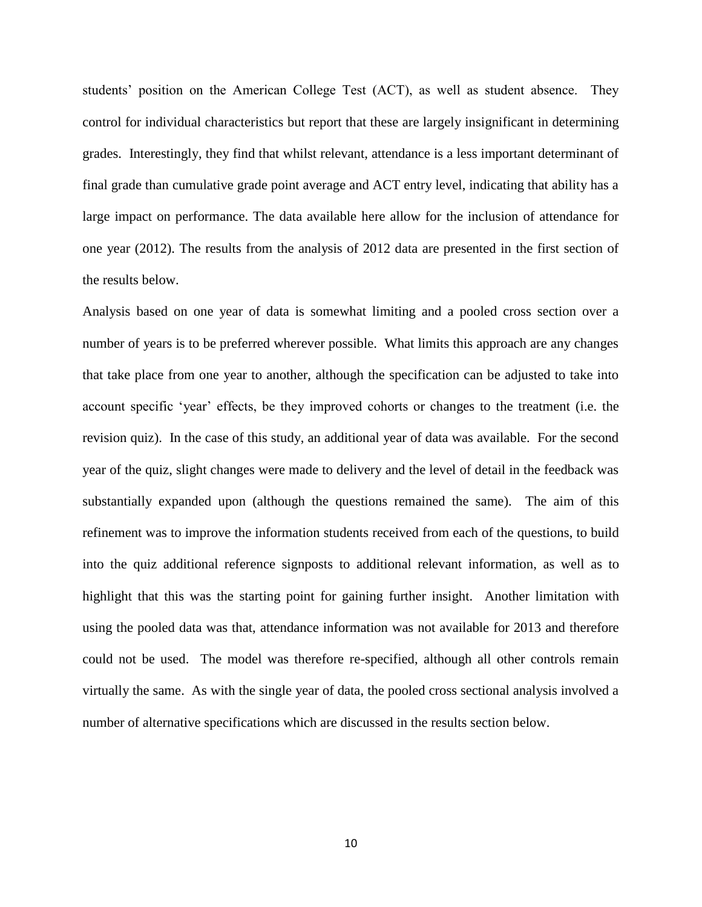students' position on the American College Test (ACT), as well as student absence. They control for individual characteristics but report that these are largely insignificant in determining grades. Interestingly, they find that whilst relevant, attendance is a less important determinant of final grade than cumulative grade point average and ACT entry level, indicating that ability has a large impact on performance. The data available here allow for the inclusion of attendance for one year (2012). The results from the analysis of 2012 data are presented in the first section of the results below.

Analysis based on one year of data is somewhat limiting and a pooled cross section over a number of years is to be preferred wherever possible. What limits this approach are any changes that take place from one year to another, although the specification can be adjusted to take into account specific 'year' effects, be they improved cohorts or changes to the treatment (i.e. the revision quiz). In the case of this study, an additional year of data was available. For the second year of the quiz, slight changes were made to delivery and the level of detail in the feedback was substantially expanded upon (although the questions remained the same). The aim of this refinement was to improve the information students received from each of the questions, to build into the quiz additional reference signposts to additional relevant information, as well as to highlight that this was the starting point for gaining further insight. Another limitation with using the pooled data was that, attendance information was not available for 2013 and therefore could not be used. The model was therefore re-specified, although all other controls remain virtually the same. As with the single year of data, the pooled cross sectional analysis involved a number of alternative specifications which are discussed in the results section below.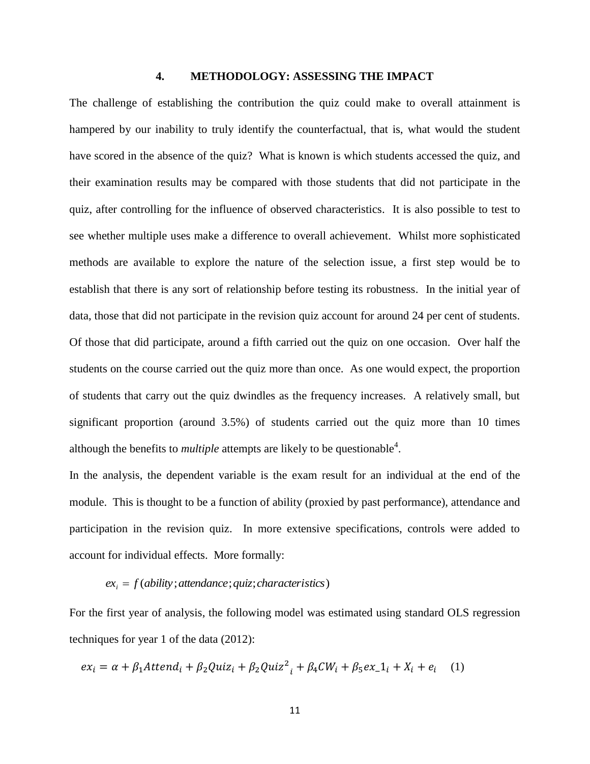# 4. METHODOLOGY: ASSESSING THE IMPACT

The challenge of establishing the contribution the quiz could make to overall attainment is hampered by our inability to truly identify the counterfactual, that is, what would the student have scored in the absence of the quiz? What is known is which students accessed the quiz, and their examination results may be compared with those students that did not participate in the quiz, after controlling for the influence of observed characteristics. It is also possible to test to see whether multiple uses make a difference to overall achievement. Whilst more sophisticated methods are available to explore the nature of the selection issue, a first step would be to establish that there is any sort of relationship before testing its robustness. In the initial year of data, those that did not participate in the revision quiz account for around 24 per cent of students. Of those that did participate, around a fifth carried out the quiz on one occasion. Over half the students on the course carried out the quiz more than once. As one would expect, the proportion of students that carry out the quiz dwindles as the frequency increases. A relatively small, but significant proportion (around 3.5%) of students carried out the quiz more than 10 times although the benefits to *multiple* attempts are likely to be questionable[4].

In the analysis, the dependent variable is the exam result for an individual at the end of the module. This is thought to be a function of ability (proxied by past performance), attendance and participation in the revision quiz. In more extensive specifications, controls were added to account for individual effects. More formally:

$$ex_i = f(ability; attendance; quiz; characteristics)$$

For the first year of analysis, the following model was estimated using standard OLS regression techniques for year 1 of the data (2012):

$$ex_i = \alpha + \beta_1 Attend_i + \beta_2 Quiz_i + \beta_2 Quiz^2{}_i + \beta_4 CW_i + \beta_5 ex\_1_i + X_i + e_i \quad (1)$$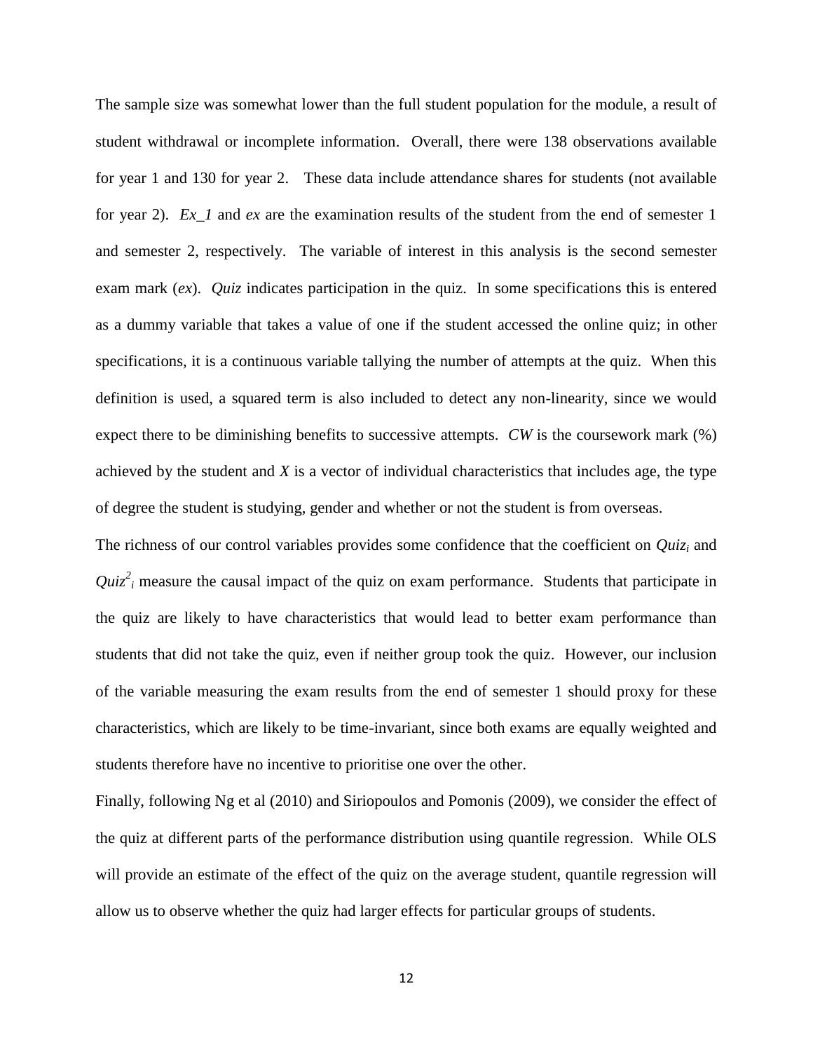The sample size was somewhat lower than the full student population for the module, a result of student withdrawal or incomplete information. Overall, there were 138 observations available for year 1 and 130 for year 2. These data include attendance shares for students (not available for year 2). *Ex_1* and *ex* are the examination results of the student from the end of semester 1 and semester 2, respectively. The variable of interest in this analysis is the second semester exam mark (*ex*). *Quiz* indicates participation in the quiz. In some specifications this is entered as a dummy variable that takes a value of one if the student accessed the online quiz; in other specifications, it is a continuous variable tallying the number of attempts at the quiz. When this definition is used, a squared term is also included to detect any non-linearity, since we would expect there to be diminishing benefits to successive attempts. *CW* is the coursework mark (%) achieved by the student and *X* is a vector of individual characteristics that includes age, the type of degree the student is studying, gender and whether or not the student is from overseas.

The richness of our control variables provides some confidence that the coefficient on $Quiz_i$ and $Quiz^2_i$ measure the causal impact of the quiz on exam performance. Students that participate in the quiz are likely to have characteristics that would lead to better exam performance than students that did not take the quiz, even if neither group took the quiz. However, our inclusion of the variable measuring the exam results from the end of semester 1 should proxy for these characteristics, which are likely to be time-invariant, since both exams are equally weighted and students therefore have no incentive to prioritise one over the other.

Finally, following Ng et al (2010) and Siriopoulos and Pomonis (2009), we consider the effect of the quiz at different parts of the performance distribution using quantile regression. While OLS will provide an estimate of the effect of the quiz on the average student, quantile regression will allow us to observe whether the quiz had larger effects for particular groups of students.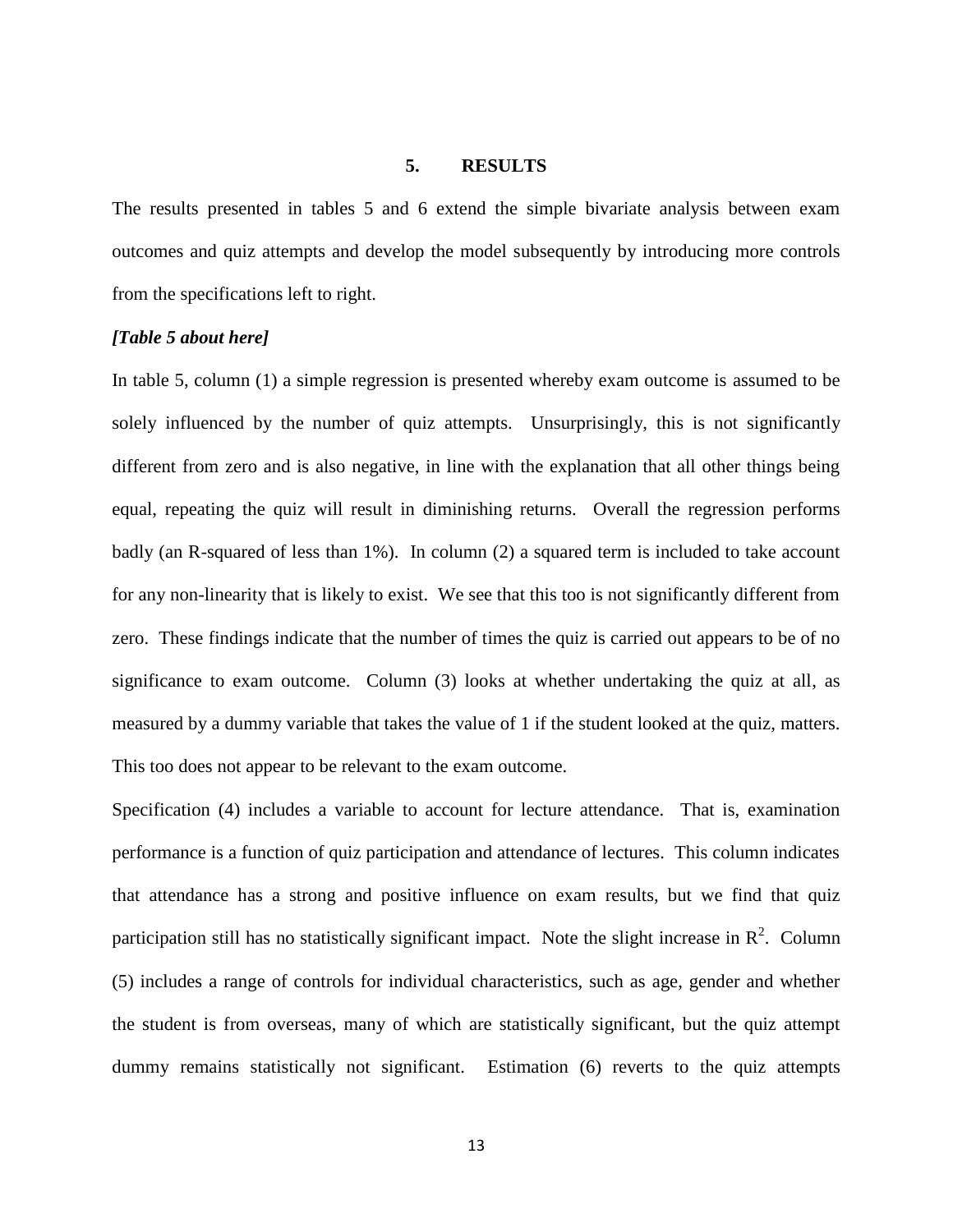## 5. RESULTS

The results presented in tables 5 and 6 extend the simple bivariate analysis between exam outcomes and quiz attempts and develop the model subsequently by introducing more controls from the specifications left to right.

***[Table 5 about here]***

In table 5, column (1) a simple regression is presented whereby exam outcome is assumed to be solely influenced by the number of quiz attempts. Unsurprisingly, this is not significantly different from zero and is also negative, in line with the explanation that all other things being equal, repeating the quiz will result in diminishing returns. Overall the regression performs badly (an R-squared of less than 1%). In column (2) a squared term is included to take account for any non-linearity that is likely to exist. We see that this too is not significantly different from zero. These findings indicate that the number of times the quiz is carried out appears to be of no significance to exam outcome. Column (3) looks at whether undertaking the quiz at all, as measured by a dummy variable that takes the value of 1 if the student looked at the quiz, matters. This too does not appear to be relevant to the exam outcome.

Specification (4) includes a variable to account for lecture attendance. That is, examination performance is a function of quiz participation and attendance of lectures. This column indicates that attendance has a strong and positive influence on exam results, but we find that quiz participation still has no statistically significant impact. Note the slight increase in $R^2$. Column (5) includes a range of controls for individual characteristics, such as age, gender and whether the student is from overseas, many of which are statistically significant, but the quiz attempt dummy remains statistically not significant. Estimation (6) reverts to the quiz attempts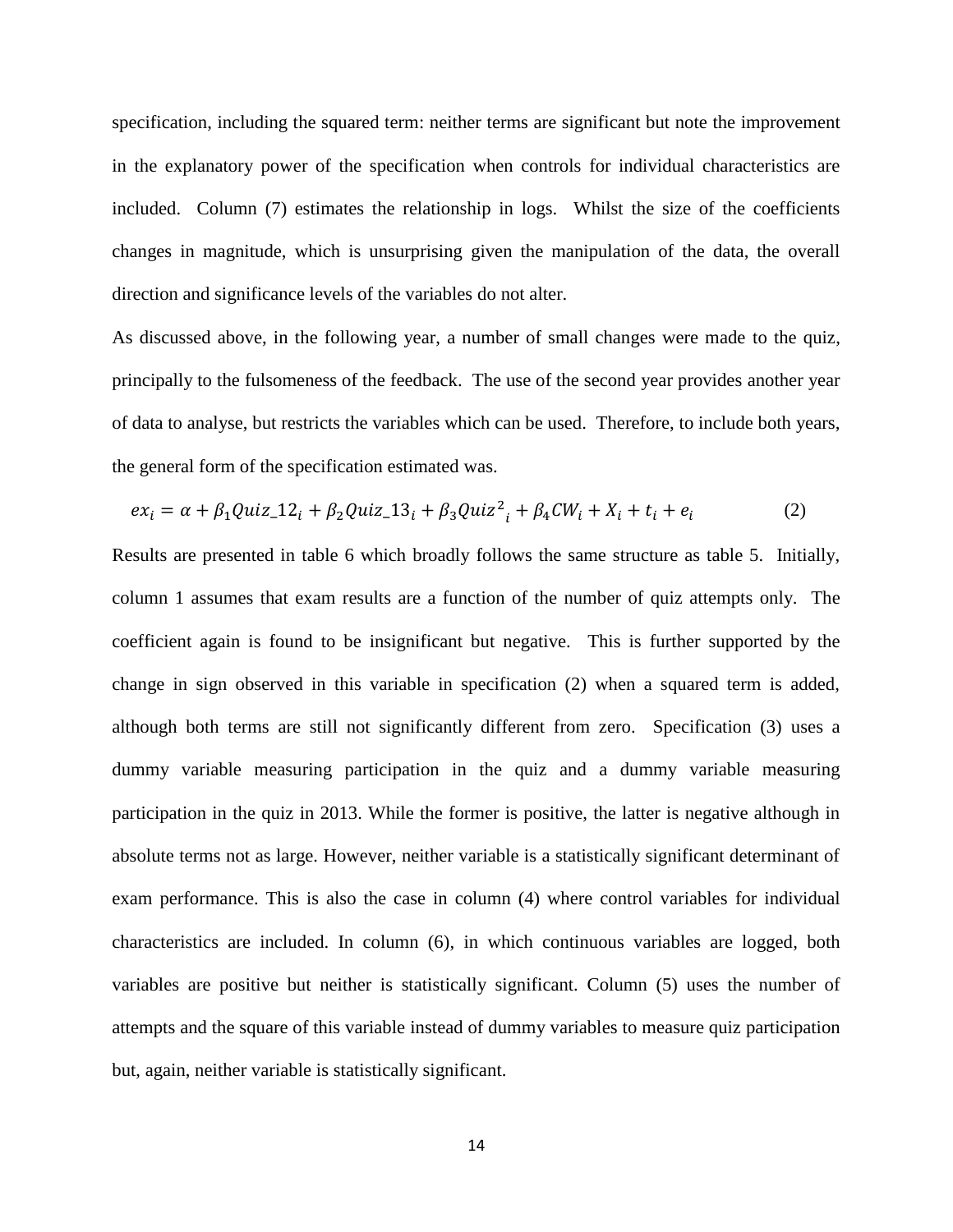specification, including the squared term: neither terms are significant but note the improvement in the explanatory power of the specification when controls for individual characteristics are included. Column (7) estimates the relationship in logs. Whilst the size of the coefficients changes in magnitude, which is unsurprising given the manipulation of the data, the overall direction and significance levels of the variables do not alter.

As discussed above, in the following year, a number of small changes were made to the quiz, principally to the fulsomeness of the feedback. The use of the second year provides another year of data to analyse, but restricts the variables which can be used. Therefore, to include both years, the general form of the specification estimated was.

$$ex_i = \alpha + \beta_1 Quiz\_12_i + \beta_2 Quiz\_13_i + \beta_3 Quiz^2{}_i + \beta_4 CW_i + X_i + t_i + e_i \tag{2}$$

Results are presented in table 6 which broadly follows the same structure as table 5. Initially, column 1 assumes that exam results are a function of the number of quiz attempts only. The coefficient again is found to be insignificant but negative. This is further supported by the change in sign observed in this variable in specification (2) when a squared term is added, although both terms are still not significantly different from zero. Specification (3) uses a dummy variable measuring participation in the quiz and a dummy variable measuring participation in the quiz in 2013. While the former is positive, the latter is negative although in absolute terms not as large. However, neither variable is a statistically significant determinant of exam performance. This is also the case in column (4) where control variables for individual characteristics are included. In column (6), in which continuous variables are logged, both variables are positive but neither is statistically significant. Column (5) uses the number of attempts and the square of this variable instead of dummy variables to measure quiz participation but, again, neither variable is statistically significant.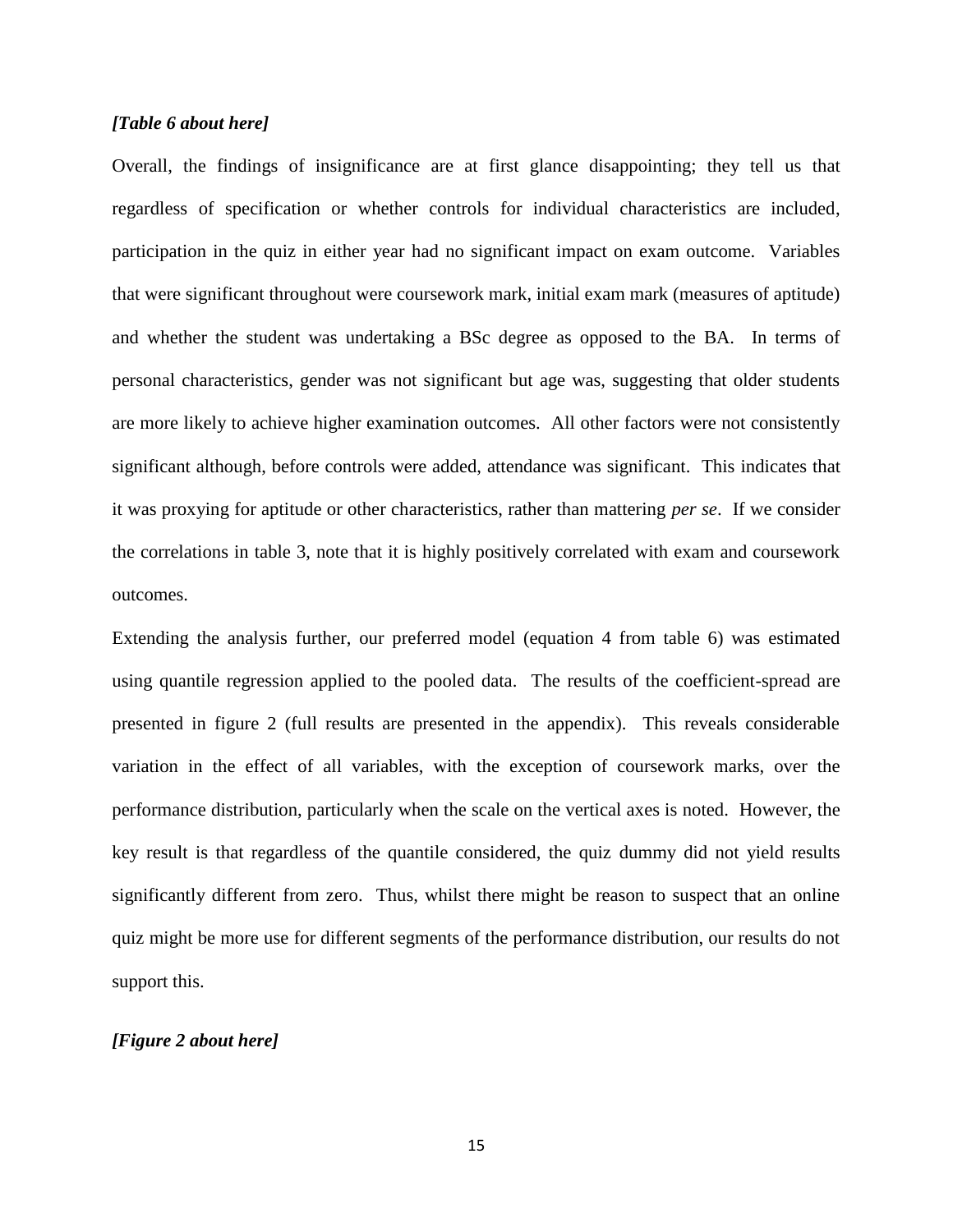***[Table 6 about here]***

Overall, the findings of insignificance are at first glance disappointing; they tell us that regardless of specification or whether controls for individual characteristics are included, participation in the quiz in either year had no significant impact on exam outcome. Variables that were significant throughout were coursework mark, initial exam mark (measures of aptitude) and whether the student was undertaking a BSc degree as opposed to the BA. In terms of personal characteristics, gender was not significant but age was, suggesting that older students are more likely to achieve higher examination outcomes. All other factors were not consistently significant although, before controls were added, attendance was significant. This indicates that it was proxying for aptitude or other characteristics, rather than mattering *per se*. If we consider the correlations in table 3, note that it is highly positively correlated with exam and coursework outcomes.

Extending the analysis further, our preferred model (equation 4 from table 6) was estimated using quantile regression applied to the pooled data. The results of the coefficient-spread are presented in figure 2 (full results are presented in the appendix). This reveals considerable variation in the effect of all variables, with the exception of coursework marks, over the performance distribution, particularly when the scale on the vertical axes is noted. However, the key result is that regardless of the quantile considered, the quiz dummy did not yield results significantly different from zero. Thus, whilst there might be reason to suspect that an online quiz might be more use for different segments of the performance distribution, our results do not support this.

***[Figure 2 about here]***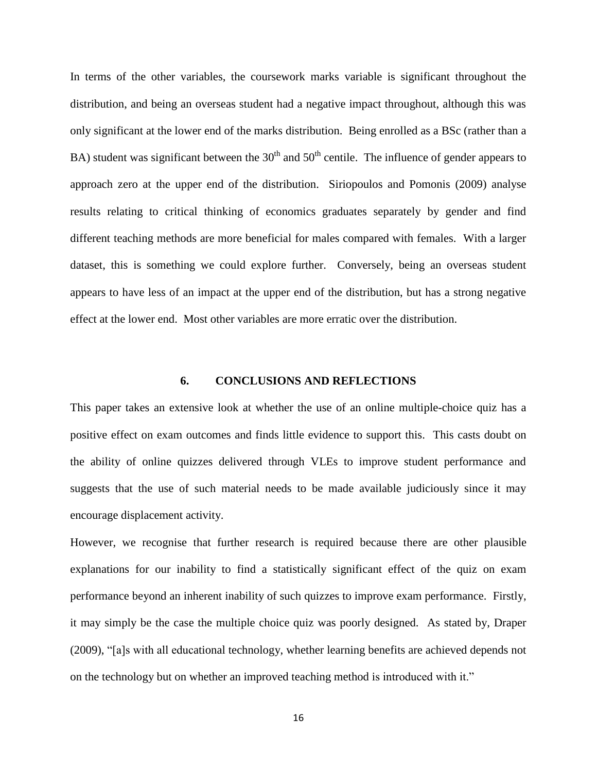In terms of the other variables, the coursework marks variable is significant throughout the distribution, and being an overseas student had a negative impact throughout, although this was only significant at the lower end of the marks distribution. Being enrolled as a BSc (rather than a BA) student was significant between the $30^{th}$ and $50^{th}$ centile. The influence of gender appears to approach zero at the upper end of the distribution. Siriopoulos and Pomonis (2009) analyse results relating to critical thinking of economics graduates separately by gender and find different teaching methods are more beneficial for males compared with females. With a larger dataset, this is something we could explore further. Conversely, being an overseas student appears to have less of an impact at the upper end of the distribution, but has a strong negative effect at the lower end. Most other variables are more erratic over the distribution.

## 6. CONCLUSIONS AND REFLECTIONS

This paper takes an extensive look at whether the use of an online multiple-choice quiz has a positive effect on exam outcomes and finds little evidence to support this. This casts doubt on the ability of online quizzes delivered through VLEs to improve student performance and suggests that the use of such material needs to be made available judiciously since it may encourage displacement activity.

However, we recognise that further research is required because there are other plausible explanations for our inability to find a statistically significant effect of the quiz on exam performance beyond an inherent inability of such quizzes to improve exam performance. Firstly, it may simply be the case the multiple choice quiz was poorly designed. As stated by, Draper (2009), "[a]s with all educational technology, whether learning benefits are achieved depends not on the technology but on whether an improved teaching method is introduced with it."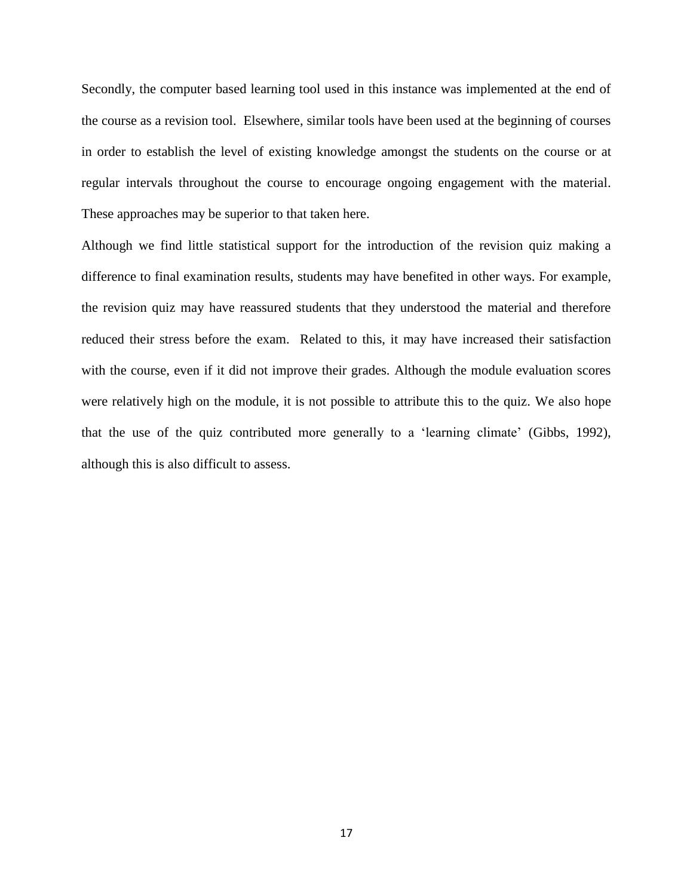Secondly, the computer based learning tool used in this instance was implemented at the end of the course as a revision tool. Elsewhere, similar tools have been used at the beginning of courses in order to establish the level of existing knowledge amongst the students on the course or at regular intervals throughout the course to encourage ongoing engagement with the material. These approaches may be superior to that taken here.

Although we find little statistical support for the introduction of the revision quiz making a difference to final examination results, students may have benefited in other ways. For example, the revision quiz may have reassured students that they understood the material and therefore reduced their stress before the exam. Related to this, it may have increased their satisfaction with the course, even if it did not improve their grades. Although the module evaluation scores were relatively high on the module, it is not possible to attribute this to the quiz. We also hope that the use of the quiz contributed more generally to a 'learning climate' (Gibbs, 1992), although this is also difficult to assess.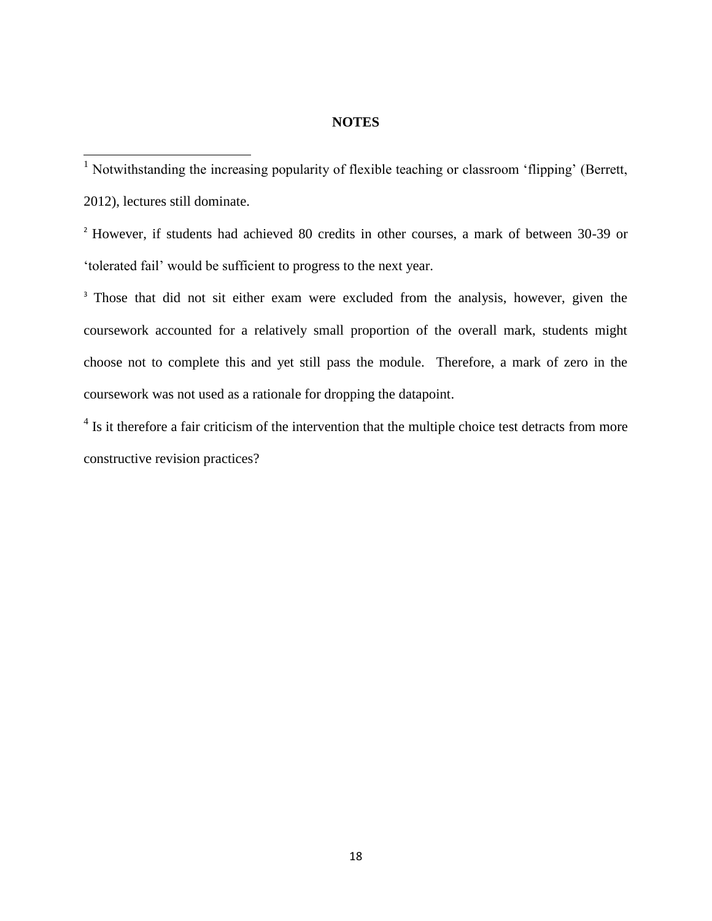**NOTES**

[1] Notwithstanding the increasing popularity of flexible teaching or classroom 'flipping' (Berrett, 2012), lectures still dominate.

[2] However, if students had achieved 80 credits in other courses, a mark of between 30-39 or 'tolerated fail' would be sufficient to progress to the next year.

[3] Those that did not sit either exam were excluded from the analysis, however, given the coursework accounted for a relatively small proportion of the overall mark, students might choose not to complete this and yet still pass the module. Therefore, a mark of zero in the coursework was not used as a rationale for dropping the datapoint.

[4] Is it therefore a fair criticism of the intervention that the multiple choice test detracts from more constructive revision practices?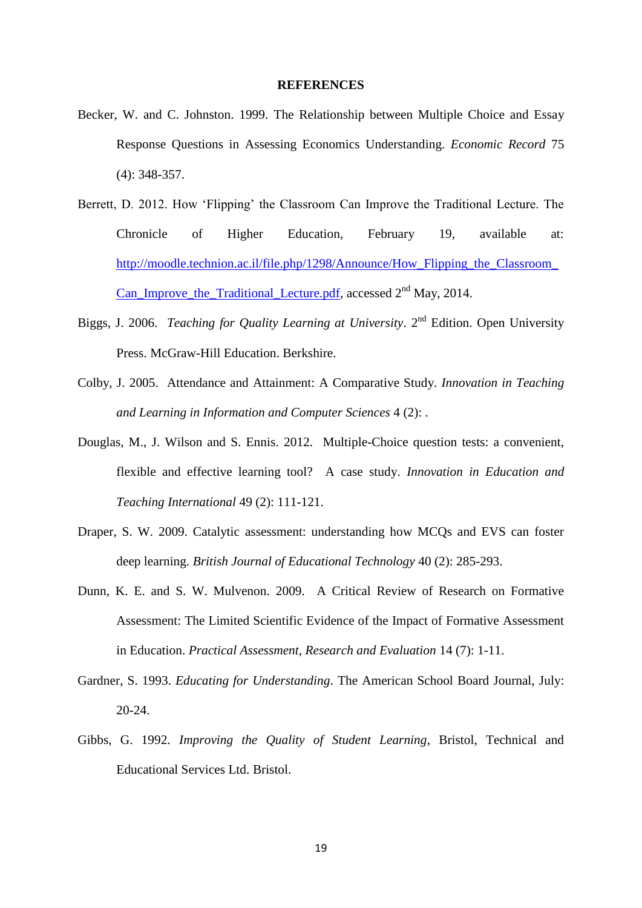**REFERENCES**

Becker, W. and C. Johnston. 1999. The Relationship between Multiple Choice and Essay Response Questions in Assessing Economics Understanding. *Economic Record* 75 (4): 348-357.

Berrett, D. 2012. How 'Flipping' the Classroom Can Improve the Traditional Lecture. The Chronicle of Higher Education, February 19, available at: http://moodle.technion.ac.il/file.php/1298/Announce/How_Flipping_the_Classroom_Can_Improve_the_Traditional_Lecture.pdf, accessed 2nd May, 2014.

Biggs, J. 2006. *Teaching for Quality Learning at University*. 2nd Edition. Open University Press. McGraw-Hill Education. Berkshire.

Colby, J. 2005. Attendance and Attainment: A Comparative Study. *Innovation in Teaching and Learning in Information and Computer Sciences* 4 (2): .

Douglas, M., J. Wilson and S. Ennis. 2012. Multiple-Choice question tests: a convenient, flexible and effective learning tool? A case study. *Innovation in Education and Teaching International* 49 (2): 111-121.

Draper, S. W. 2009. Catalytic assessment: understanding how MCQs and EVS can foster deep learning. *British Journal of Educational Technology* 40 (2): 285-293.

Dunn, K. E. and S. W. Mulvenon. 2009. A Critical Review of Research on Formative Assessment: The Limited Scientific Evidence of the Impact of Formative Assessment in Education. *Practical Assessment, Research and Evaluation* 14 (7): 1-11.

Gardner, S. 1993. *Educating for Understanding*. The American School Board Journal, July: 20-24.

Gibbs, G. 1992. *Improving the Quality of Student Learning*, Bristol, Technical and Educational Services Ltd. Bristol.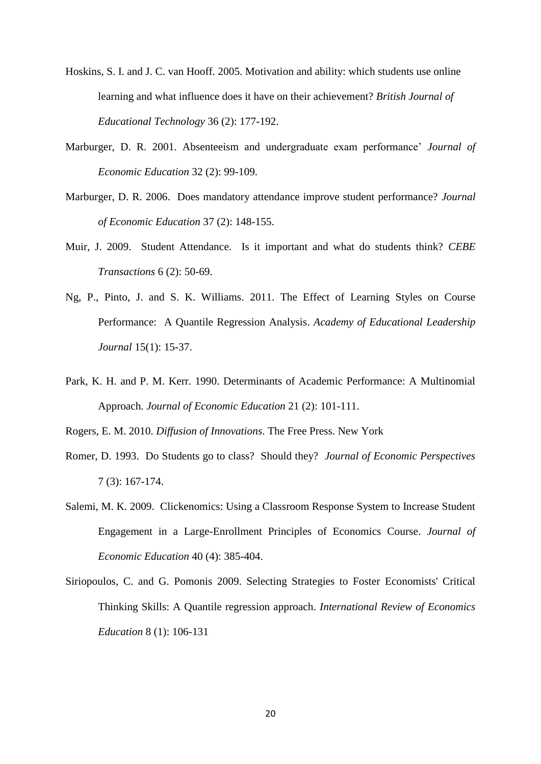Hoskins, S. I. and J. C. van Hooff. 2005. Motivation and ability: which students use online learning and what influence does it have on their achievement? *British Journal of Educational Technology* 36 (2): 177-192.

Marburger, D. R. 2001. Absenteeism and undergraduate exam performance' *Journal of Economic Education* 32 (2): 99-109.

Marburger, D. R. 2006. Does mandatory attendance improve student performance? *Journal of Economic Education* 37 (2): 148-155.

Muir, J. 2009. Student Attendance. Is it important and what do students think? *CEBE Transactions* 6 (2): 50-69.

Ng, P., Pinto, J. and S. K. Williams. 2011. The Effect of Learning Styles on Course Performance: A Quantile Regression Analysis. *Academy of Educational Leadership Journal* 15(1): 15-37.

Park, K. H. and P. M. Kerr. 1990. Determinants of Academic Performance: A Multinomial Approach. *Journal of Economic Education* 21 (2): 101-111.

Rogers, E. M. 2010. *Diffusion of Innovations*. The Free Press. New York

Romer, D. 1993. Do Students go to class? Should they? *Journal of Economic Perspectives* 7 (3): 167-174.

Salemi, M. K. 2009. Clickenomics: Using a Classroom Response System to Increase Student Engagement in a Large-Enrollment Principles of Economics Course. *Journal of Economic Education* 40 (4): 385-404.

Siriopoulos, C. and G. Pomonis 2009. Selecting Strategies to Foster Economists' Critical Thinking Skills: A Quantile regression approach. *International Review of Economics Education* 8 (1): 106-131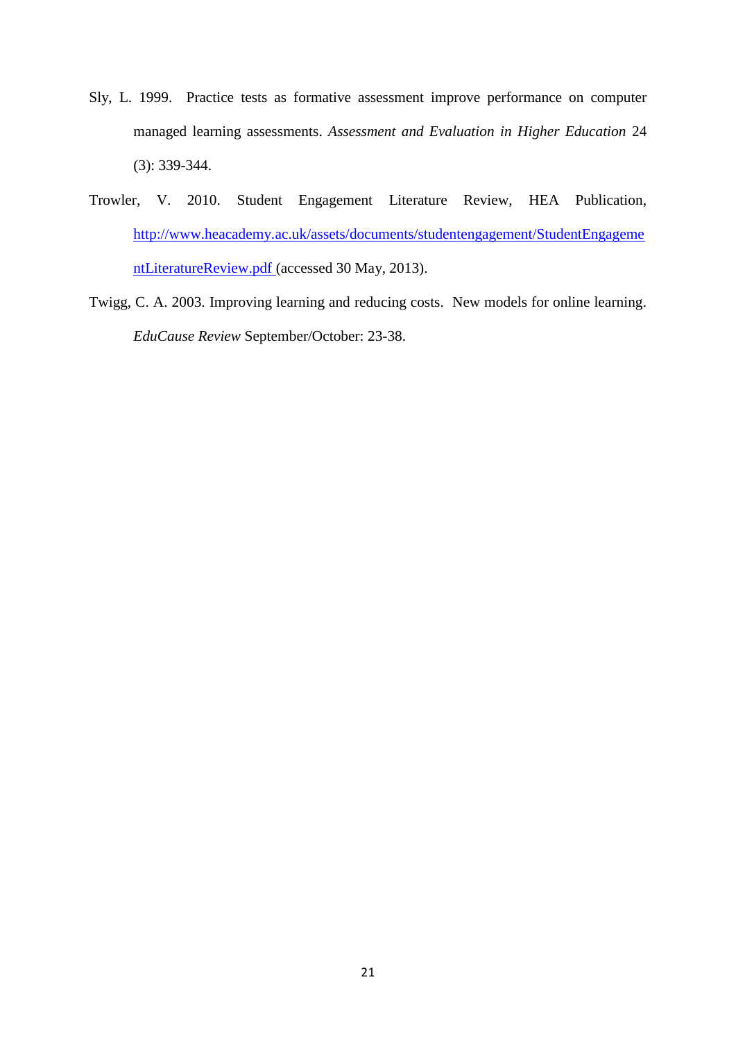Sly, L. 1999. Practice tests as formative assessment improve performance on computer managed learning assessments. *Assessment and Evaluation in Higher Education* 24 (3): 339-344.

Trowler, V. 2010. Student Engagement Literature Review, HEA Publication, http://www.heacademy.ac.uk/assets/documents/studentengagement/StudentEngagementLiteratureReview.pdf (accessed 30 May, 2013).

Twigg, C. A. 2003. Improving learning and reducing costs. New models for online learning. *EduCause Review* September/October: 23-38.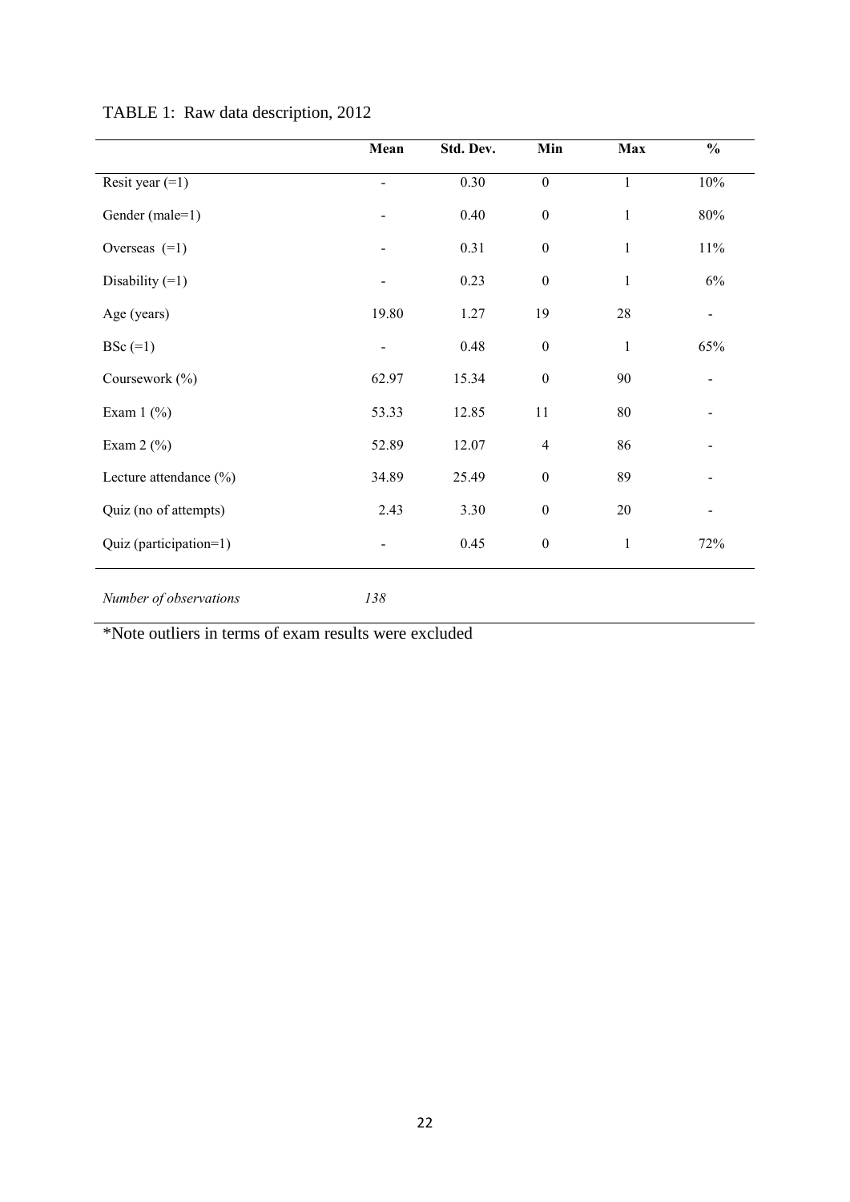TABLE 1: Raw data description, 2012

| | Mean | Std. Dev. | Min | Max | % |
|---|---|---|---|---|---|
| Resit year (=1) | - | 0.30 | 0 | 1 | 10% |
| Gender (male=1) | - | 0.40 | 0 | 1 | 80% |
| Overseas (=1) | - | 0.31 | 0 | 1 | 11% |
| Disability (=1) | - | 0.23 | 0 | 1 | 6% |
| Age (years) | 19.80 | 1.27 | 19 | 28 | - |
| BSc (=1) | - | 0.48 | 0 | 1 | 65% |
| Coursework (%) | 62.97 | 15.34 | 0 | 90 | - |
| Exam 1 (%) | 53.33 | 12.85 | 11 | 80 | - |
| Exam 2 (%) | 52.89 | 12.07 | 4 | 86 | - |
| Lecture attendance (%) | 34.89 | 25.49 | 0 | 89 | - |
| Quiz (no of attempts) | 2.43 | 3.30 | 0 | 20 | - |
| Quiz (participation=1) | - | 0.45 | 0 | 1 | 72% |
| *Number of observations* | *138* | | | | |

*Note outliers in terms of exam results were excluded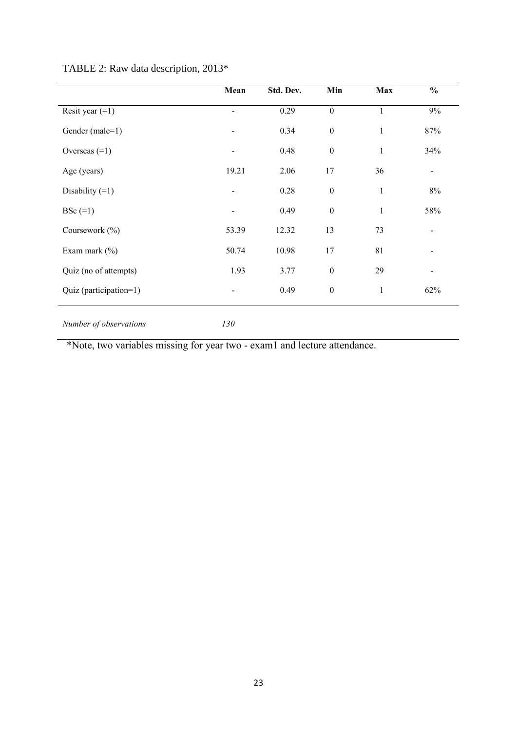TABLE 2: Raw data description, 2013*

| | Mean | Std. Dev. | Min | Max | % |
|---|---|---|---|---|---|
| Resit year (=1) | - | 0.29 | 0 | 1 | 9% |
| Gender (male=1) | - | 0.34 | 0 | 1 | 87% |
| Overseas (=1) | - | 0.48 | 0 | 1 | 34% |
| Age (years) | 19.21 | 2.06 | 17 | 36 | - |
| Disability (=1) | - | 0.28 | 0 | 1 | 8% |
| BSc (=1) | - | 0.49 | 0 | 1 | 58% |
| Coursework (%) | 53.39 | 12.32 | 13 | 73 | - |
| Exam mark (%) | 50.74 | 10.98 | 17 | 81 | - |
| Quiz (no of attempts) | 1.93 | 3.77 | 0 | 29 | - |
| Quiz (participation=1) | - | 0.49 | 0 | 1 | 62% |
| *Number of observations* | *130* | | | | |

*Note, two variables missing for year two - exam1 and lecture attendance.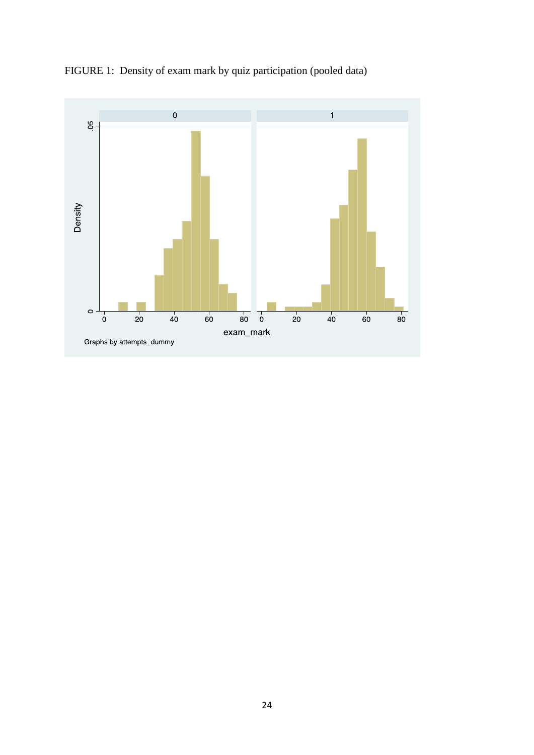FIGURE 1: Density of exam mark by quiz participation (pooled data)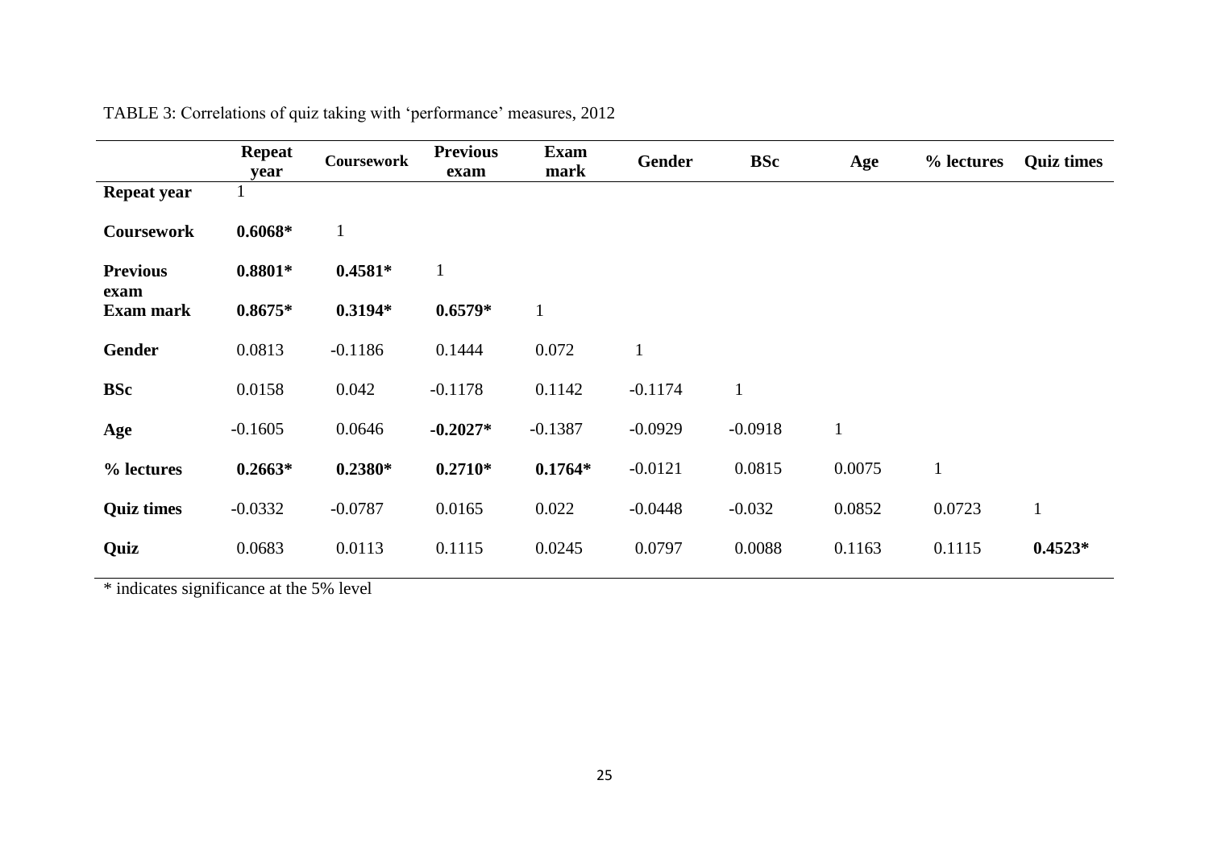TABLE 3: Correlations of quiz taking with 'performance' measures, 2012

| | Repeat year | Coursework | Previous exam | Exam mark | Gender | BSc | Age | % lectures | Quiz times |
|---|---|---|---|---|---|---|---|---|---|
| **Repeat year** | 1 | | | | | | | | |
| **Coursework** | **0.6068*** | 1 | | | | | | | |
| **Previous exam** | **0.8801*** | **0.4581*** | 1 | | | | | | |
| **Exam mark** | **0.8675*** | **0.3194*** | **0.6579*** | 1 | | | | | |
| **Gender** | 0.0813 | -0.1186 | 0.1444 | 0.072 | 1 | | | | |
| **BSc** | 0.0158 | 0.042 | -0.1178 | 0.1142 | -0.1174 | 1 | | | |
| **Age** | -0.1605 | 0.0646 | **-0.2027*** | -0.1387 | -0.0929 | -0.0918 | 1 | | |
| **% lectures** | **0.2663*** | **0.2380*** | **0.2710*** | **0.1764*** | -0.0121 | 0.0815 | 0.0075 | 1 | |
| **Quiz times** | -0.0332 | -0.0787 | 0.0165 | 0.022 | -0.0448 | -0.032 | 0.0852 | 0.0723 | 1 |
| **Quiz** | 0.0683 | 0.0113 | 0.1115 | 0.0245 | 0.0797 | 0.0088 | 0.1163 | 0.1115 | **0.4523*** |

* indicates significance at the 5% level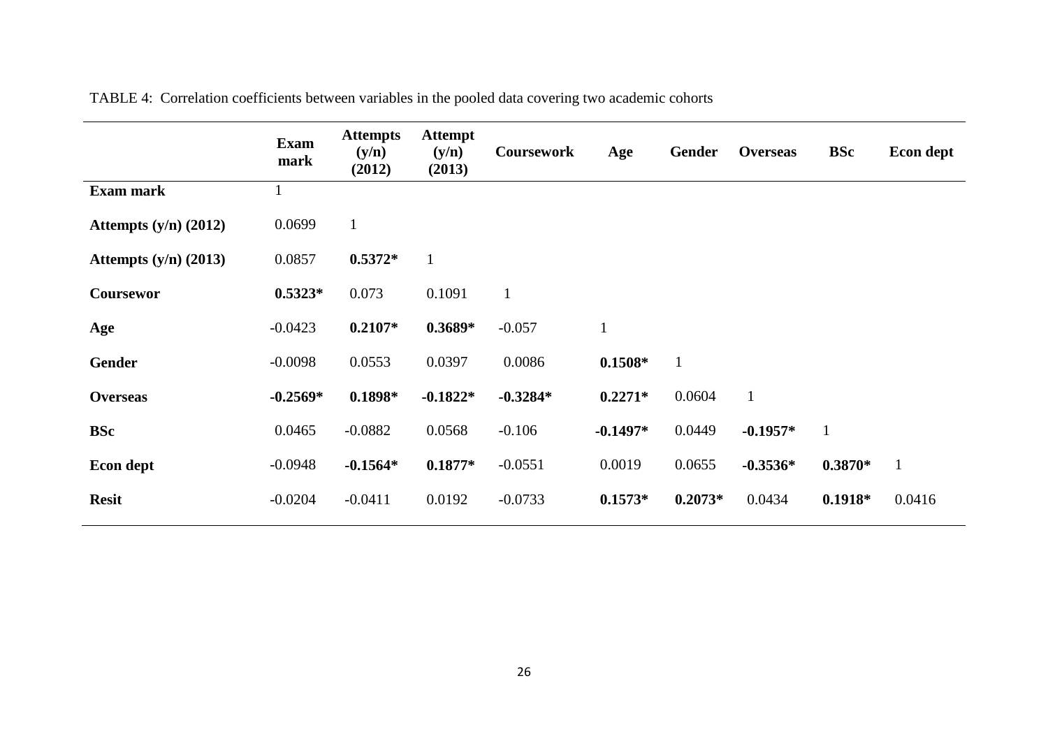TABLE 4: Correlation coefficients between variables in the pooled data covering two academic cohorts

| | **Exam mark** | **Attempts (y/n) (2012)** | **Attempt (y/n) (2013)** | **Coursework** | **Age** | **Gender** | **Overseas** | **BSc** | **Econ dept** |
|---|---|---|---|---|---|---|---|---|---|
| **Exam mark** | 1 | | | | | | | | |
| **Attempts (y/n) (2012)** | 0.0699 | 1 | | | | | | | |
| **Attempts (y/n) (2013)** | 0.0857 | **0.5372*** | 1 | | | | | | |
| **Coursewor** | **0.5323*** | 0.073 | 0.1091 | 1 | | | | | |
| **Age** | -0.0423 | **0.2107*** | **0.3689*** | -0.057 | 1 | | | | |
| **Gender** | -0.0098 | 0.0553 | 0.0397 | 0.0086 | **0.1508*** | 1 | | | |
| **Overseas** | **-0.2569*** | **0.1898*** | **-0.1822*** | **-0.3284*** | **0.2271*** | 0.0604 | 1 | | |
| **BSc** | 0.0465 | -0.0882 | 0.0568 | -0.106 | **-0.1497*** | 0.0449 | **-0.1957*** | 1 | |
| **Econ dept** | -0.0948 | **-0.1564*** | **0.1877*** | -0.0551 | 0.0019 | 0.0655 | **-0.3536*** | **0.3870*** | 1 |
| **Resit** | -0.0204 | -0.0411 | 0.0192 | -0.0733 | **0.1573*** | **0.2073*** | 0.0434 | **0.1918*** | 0.0416 |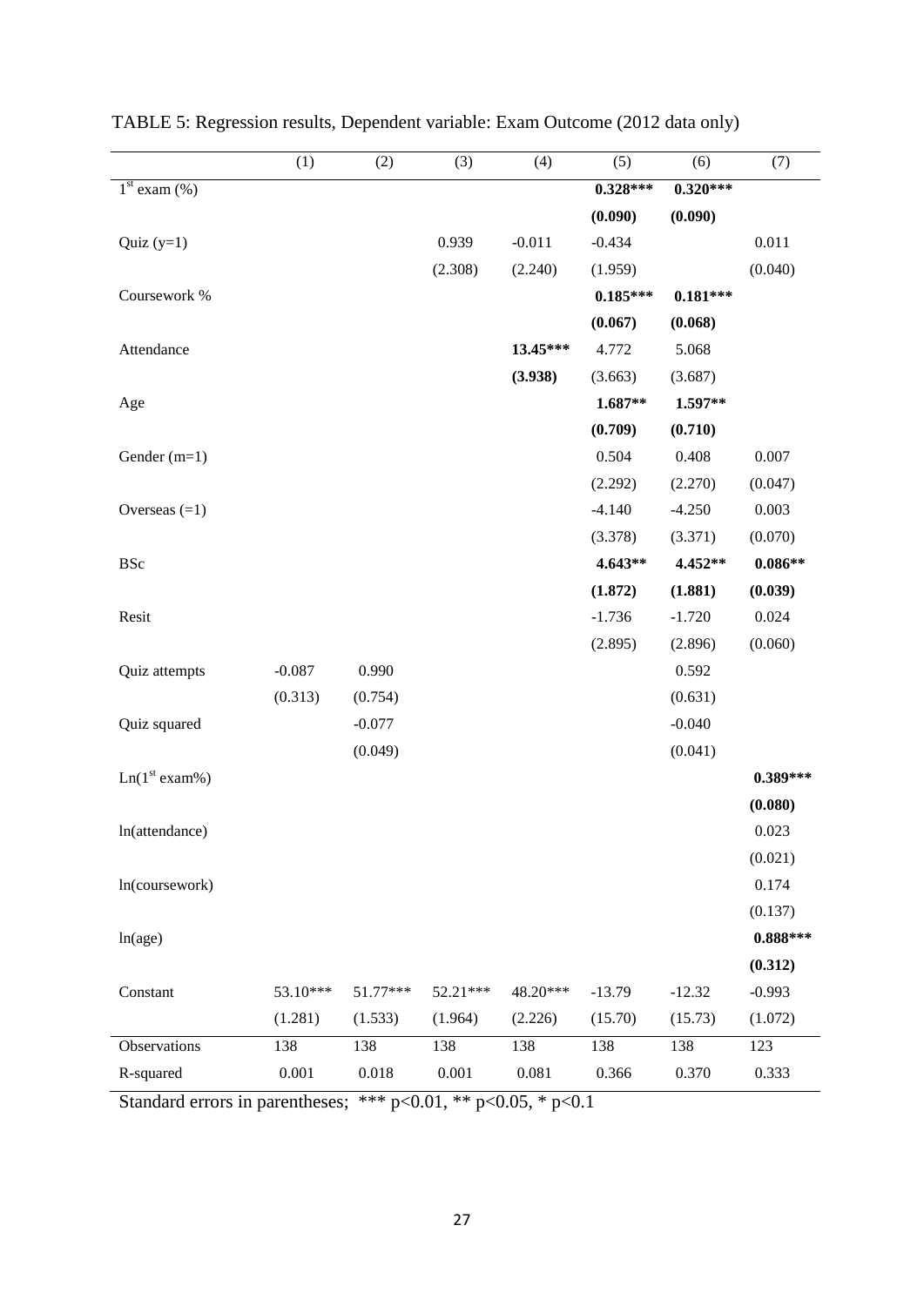TABLE 5: Regression results, Dependent variable: Exam Outcome (2012 data only)

| | (1) | (2) | (3) | (4) | (5) | (6) | (7) |
|---|---|---|---|---|---|---|---|
| $1^{st}$ exam (%) | | | | | **0.328*** ** | **0.320*** ** | |
| | | | | | **(0.090)** | **(0.090)** | |
| Quiz (y=1) | | | 0.939 | -0.011 | -0.434 | | 0.011 |
| | | | (2.308) | (2.240) | (1.959) | | (0.040) |
| Coursework % | | | | | **0.185*** ** | **0.181*** ** | |
| | | | | | **(0.067)** | **(0.068)** | |
| Attendance | | | | **13.45*** ** | 4.772 | 5.068 | |
| | | | | **(3.938)** | (3.663) | (3.687) | |
| Age | | | | | **1.687** ** | **1.597** ** | |
| | | | | | **(0.709)** | **(0.710)** | |
| Gender (m=1) | | | | | 0.504 | 0.408 | 0.007 |
| | | | | | (2.292) | (2.270) | (0.047) |
| Overseas (=1) | | | | | -4.140 | -4.250 | 0.003 |
| | | | | | (3.378) | (3.371) | (0.070) |
| BSc | | | | | **4.643** ** | **4.452** ** | **0.086** ** |
| | | | | | **(1.872)** | **(1.881)** | **(0.039)** |
| Resit | | | | | -1.736 | -1.720 | 0.024 |
| | | | | | (2.895) | (2.896) | (0.060) |
| Quiz attempts | -0.087 | 0.990 | | | | 0.592 | |
| | (0.313) | (0.754) | | | | (0.631) | |
| Quiz squared | | -0.077 | | | | -0.040 | |
| | | (0.049) | | | | (0.041) | |
| Ln($1^{st}$ exam%) | | | | | | | **0.389*** ** |
| | | | | | | | **(0.080)** |
| ln(attendance) | | | | | | | 0.023 |
| | | | | | | | (0.021) |
| ln(coursework) | | | | | | | 0.174 |
| | | | | | | | (0.137) |
| ln(age) | | | | | | | **0.888*** ** |
| | | | | | | | **(0.312)** |
| Constant | 53.10*** | 51.77*** | 52.21*** | 48.20*** | -13.79 | -12.32 | -0.993 |
| | (1.281) | (1.533) | (1.964) | (2.226) | (15.70) | (15.73) | (1.072) |
| Observations | 138 | 138 | 138 | 138 | 138 | 138 | 123 |
| R-squared | 0.001 | 0.018 | 0.001 | 0.081 | 0.366 | 0.370 | 0.333 |

Standard errors in parentheses; *** p<0.01, ** p<0.05, * p<0.1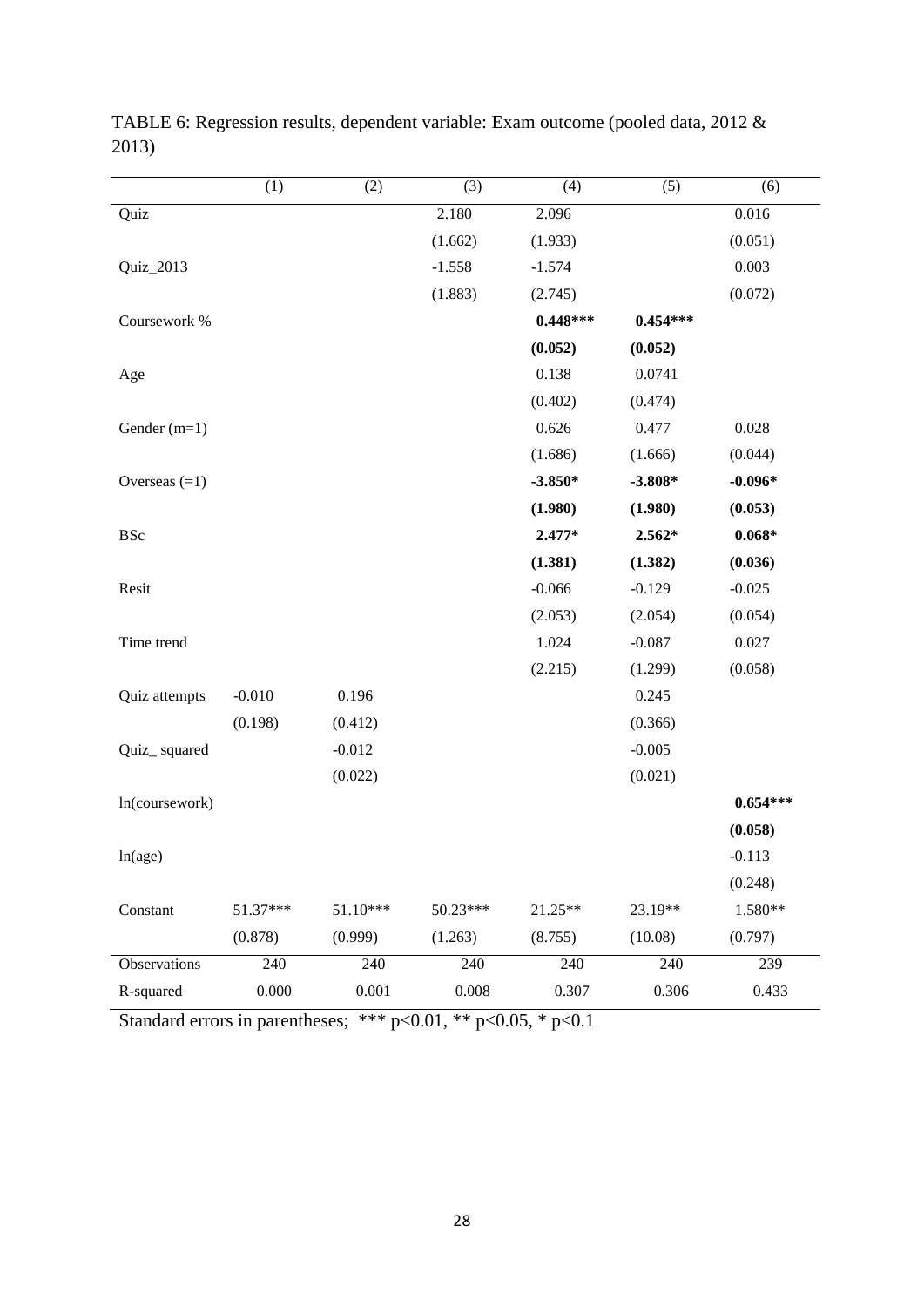TABLE 6: Regression results, dependent variable: Exam outcome (pooled data, 2012 & 2013)

| | (1) | (2) | (3) | (4) | (5) | (6) |
|---|---|---|---|---|---|---|
| Quiz | | | 2.180 | 2.096 | | 0.016 |
| | | | (1.662) | (1.933) | | (0.051) |
| Quiz_2013 | | | -1.558 | -1.574 | | 0.003 |
| | | | (1.883) | (2.745) | | (0.072) |
| Coursework % | | | | **0.448*** ** | **0.454*** ** | |
| | | | | **(0.052)** | **(0.052)** | |
| Age | | | | 0.138 | 0.0741 | |
| | | | | (0.402) | (0.474) | |
| Gender (m=1) | | | | 0.626 | 0.477 | 0.028 |
| | | | | (1.686) | (1.666) | (0.044) |
| Overseas (=1) | | | | **-3.850*** | **-3.808*** | **-0.096*** |
| | | | | **(1.980)** | **(1.980)** | **(0.053)** |
| BSc | | | | **2.477*** | **2.562*** | **0.068*** |
| | | | | **(1.381)** | **(1.382)** | **(0.036)** |
| Resit | | | | -0.066 | -0.129 | -0.025 |
| | | | | (2.053) | (2.054) | (0.054) |
| Time trend | | | | 1.024 | -0.087 | 0.027 |
| | | | | (2.215) | (1.299) | (0.058) |
| Quiz attempts | -0.010 | 0.196 | | | 0.245 | |
| | (0.198) | (0.412) | | | (0.366) | |
| Quiz_ squared | | -0.012 | | | -0.005 | |
| | | (0.022) | | | (0.021) | |
| ln(coursework) | | | | | | **0.654*** ** |
| | | | | | | **(0.058)** |
| ln(age) | | | | | | -0.113 |
| | | | | | | (0.248) |
| Constant | 51.37*** | 51.10*** | 50.23*** | 21.25** | 23.19** | 1.580** |
| | (0.878) | (0.999) | (1.263) | (8.755) | (10.08) | (0.797) |
| Observations | 240 | 240 | 240 | 240 | 240 | 239 |
| R-squared | 0.000 | 0.001 | 0.008 | 0.307 | 0.306 | 0.433 |

Standard errors in parentheses; *** p<0.01, ** p<0.05, * p<0.1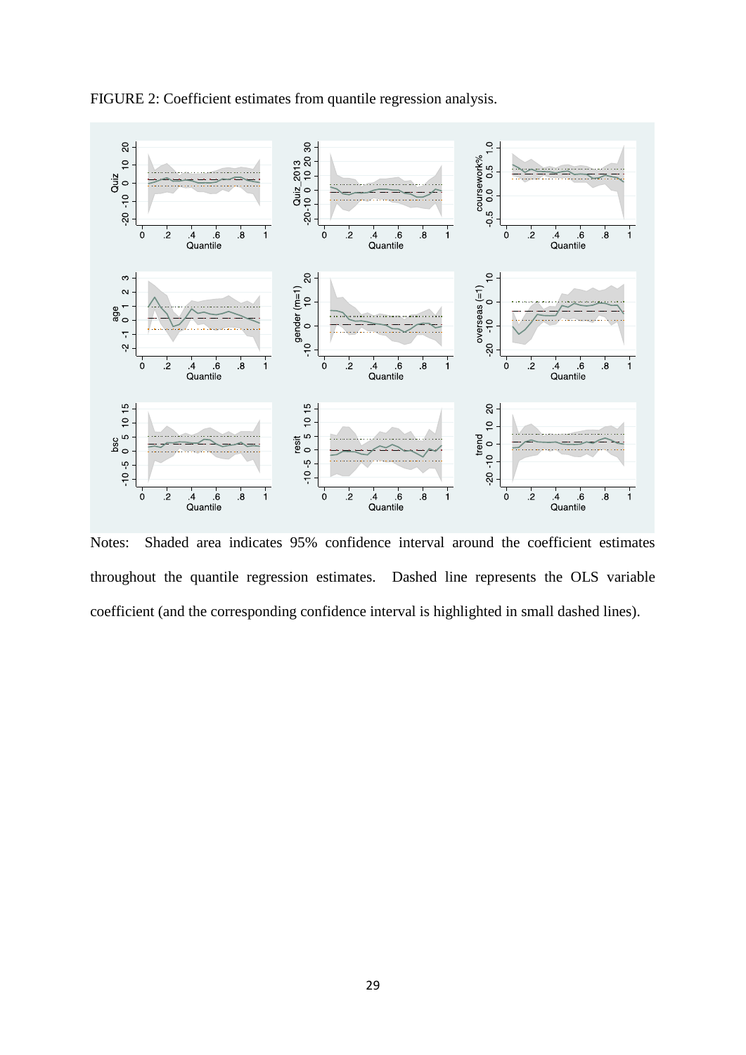FIGURE 2: Coefficient estimates from quantile regression analysis.

Notes: Shaded area indicates 95% confidence interval around the coefficient estimates throughout the quantile regression estimates. Dashed line represents the OLS variable coefficient (and the corresponding confidence interval is highlighted in small dashed lines).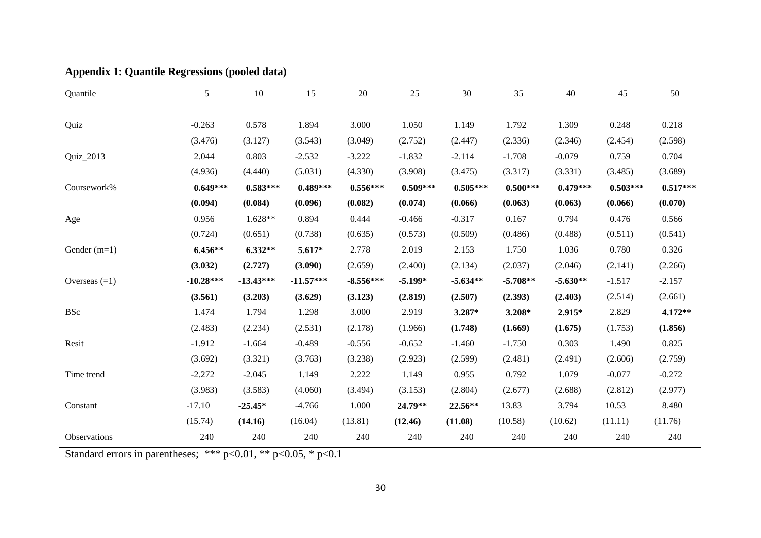**Appendix 1: Quantile Regressions (pooled data)**

| Quantile | 5 | 10 | 15 | 20 | 25 | 30 | 35 | 40 | 45 | 50 |
|---|---|---|---|---|---|---|---|---|---|---|
| Quiz | -0.263 | 0.578 | 1.894 | 3.000 | 1.050 | 1.149 | 1.792 | 1.309 | 0.248 | 0.218 |
| | (3.476) | (3.127) | (3.543) | (3.049) | (2.752) | (2.447) | (2.336) | (2.346) | (2.454) | (2.598) |
| Quiz_2013 | 2.044 | 0.803 | -2.532 | -3.222 | -1.832 | -2.114 | -1.708 | -0.079 | 0.759 | 0.704 |
| | (4.936) | (4.440) | (5.031) | (4.330) | (3.908) | (3.475) | (3.317) | (3.331) | (3.485) | (3.689) |
| Coursework% | **0.649*** ** | **0.583*** ** | **0.489*** ** | **0.556*** ** | **0.509*** ** | **0.505*** ** | **0.500*** ** | **0.479*** ** | **0.503*** ** | **0.517*** ** |
| | **(0.094)** | **(0.084)** | **(0.096)** | **(0.082)** | **(0.074)** | **(0.066)** | **(0.063)** | **(0.063)** | **(0.066)** | **(0.070)** |
| Age | 0.956 | 1.628** | 0.894 | 0.444 | -0.466 | -0.317 | 0.167 | 0.794 | 0.476 | 0.566 |
| | (0.724) | (0.651) | (0.738) | (0.635) | (0.573) | (0.509) | (0.486) | (0.488) | (0.511) | (0.541) |
| Gender (m=1) | **6.456** ** | **6.332** ** | **5.617* ** | 2.778 | 2.019 | 2.153 | 1.750 | 1.036 | 0.780 | 0.326 |
| | **(3.032)** | **(2.727)** | **(3.090)** | (2.659) | (2.400) | (2.134) | (2.037) | (2.046) | (2.141) | (2.266) |
| Overseas (=1) | **-10.28*** ** | **-13.43*** ** | **-11.57*** ** | **-8.556*** ** | **-5.199* ** | **-5.634** ** | **-5.708** ** | **-5.630** ** | -1.517 | -2.157 |
| | **(3.561)** | **(3.203)** | **(3.629)** | **(3.123)** | **(2.819)** | **(2.507)** | **(2.393)** | **(2.403)** | (2.514) | (2.661) |
| BSc | 1.474 | 1.794 | 1.298 | 3.000 | 2.919 | **3.287* ** | **3.208* ** | **2.915* ** | 2.829 | **4.172** ** |
| | (2.483) | (2.234) | (2.531) | (2.178) | (1.966) | **(1.748)** | **(1.669)** | **(1.675)** | (1.753) | **(1.856)** |
| Resit | -1.912 | -1.664 | -0.489 | -0.556 | -0.652 | -1.460 | -1.750 | 0.303 | 1.490 | 0.825 |
| | (3.692) | (3.321) | (3.763) | (3.238) | (2.923) | (2.599) | (2.481) | (2.491) | (2.606) | (2.759) |
| Time trend | -2.272 | -2.045 | 1.149 | 2.222 | 1.149 | 0.955 | 0.792 | 1.079 | -0.077 | -0.272 |
| | (3.983) | (3.583) | (4.060) | (3.494) | (3.153) | (2.804) | (2.677) | (2.688) | (2.812) | (2.977) |
| Constant | -17.10 | **-25.45* ** | -4.766 | 1.000 | **24.79** ** | **22.56** ** | 13.83 | 3.794 | 10.53 | 8.480 |
| | (15.74) | **(14.16)** | (16.04) | (13.81) | **(12.46)** | **(11.08)** | (10.58) | (10.62) | (11.11) | (11.76) |
| Observations | 240 | 240 | 240 | 240 | 240 | 240 | 240 | 240 | 240 | 240 |

Standard errors in parentheses; *** p<0.01, ** p<0.05, * p<0.1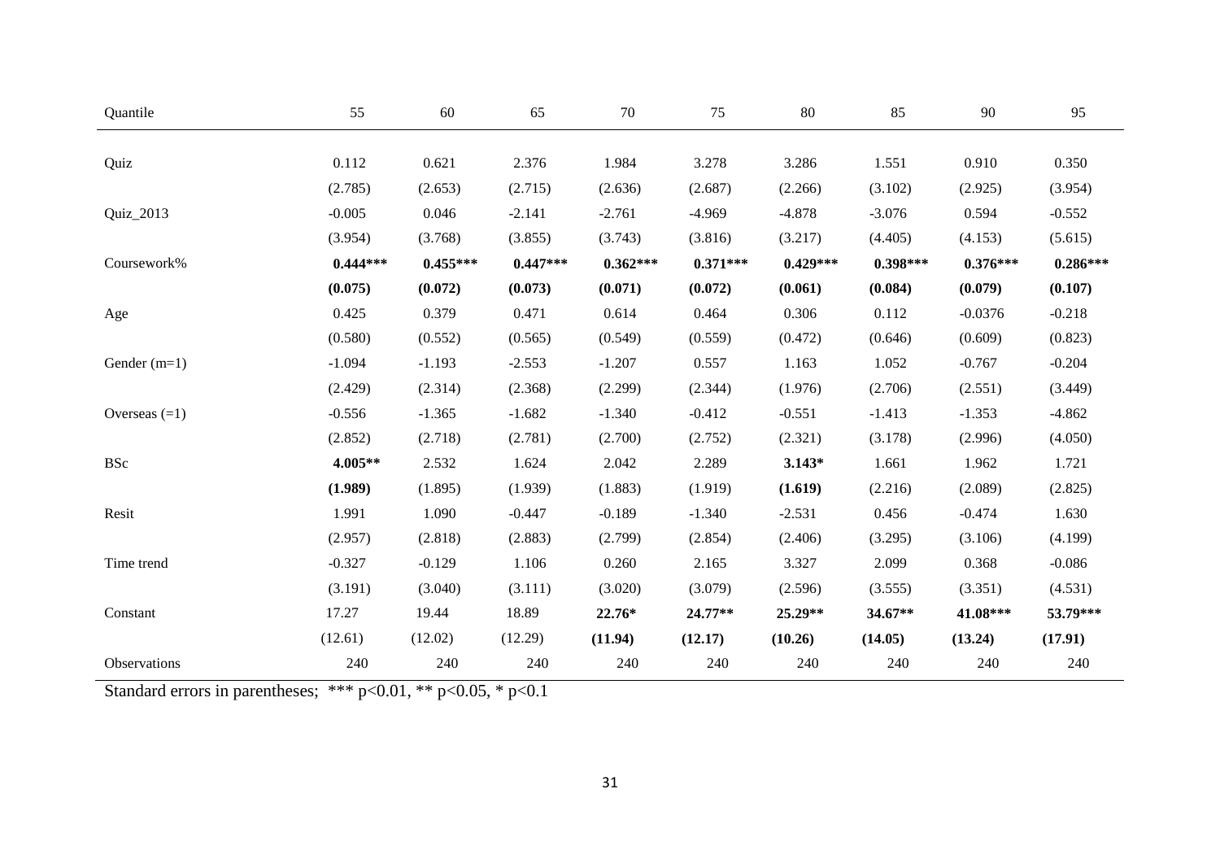| Quantile | 55 | 60 | 65 | 70 | 75 | 80 | 85 | 90 | 95 |
|---|---|---|---|---|---|---|---|---|---|
| Quiz | 0.112 | 0.621 | 2.376 | 1.984 | 3.278 | 3.286 | 1.551 | 0.910 | 0.350 |
| | (2.785) | (2.653) | (2.715) | (2.636) | (2.687) | (2.266) | (3.102) | (2.925) | (3.954) |
| Quiz_2013 | -0.005 | 0.046 | -2.141 | -2.761 | -4.969 | -4.878 | -3.076 | 0.594 | -0.552 |
| | (3.954) | (3.768) | (3.855) | (3.743) | (3.816) | (3.217) | (4.405) | (4.153) | (5.615) |
| Coursework% | **0.444*** ** | **0.455*** ** | **0.447*** ** | **0.362*** ** | **0.371*** ** | **0.429*** ** | **0.398*** ** | **0.376*** ** | **0.286*** ** |
| | **(0.075)** | **(0.072)** | **(0.073)** | **(0.071)** | **(0.072)** | **(0.061)** | **(0.084)** | **(0.079)** | **(0.107)** |
| Age | 0.425 | 0.379 | 0.471 | 0.614 | 0.464 | 0.306 | 0.112 | -0.0376 | -0.218 |
| | (0.580) | (0.552) | (0.565) | (0.549) | (0.559) | (0.472) | (0.646) | (0.609) | (0.823) |
| Gender (m=1) | -1.094 | -1.193 | -2.553 | -1.207 | 0.557 | 1.163 | 1.052 | -0.767 | -0.204 |
| | (2.429) | (2.314) | (2.368) | (2.299) | (2.344) | (1.976) | (2.706) | (2.551) | (3.449) |
| Overseas (=1) | -0.556 | -1.365 | -1.682 | -1.340 | -0.412 | -0.551 | -1.413 | -1.353 | -4.862 |
| | (2.852) | (2.718) | (2.781) | (2.700) | (2.752) | (2.321) | (3.178) | (2.996) | (4.050) |
| BSc | **4.005** ** | 2.532 | 1.624 | 2.042 | 2.289 | **3.143*** | 1.661 | 1.962 | 1.721 |
| | **(1.989)** | (1.895) | (1.939) | (1.883) | (1.919) | **(1.619)** | (2.216) | (2.089) | (2.825) |
| Resit | 1.991 | 1.090 | -0.447 | -0.189 | -1.340 | -2.531 | 0.456 | -0.474 | 1.630 |
| | (2.957) | (2.818) | (2.883) | (2.799) | (2.854) | (2.406) | (3.295) | (3.106) | (4.199) |
| Time trend | -0.327 | -0.129 | 1.106 | 0.260 | 2.165 | 3.327 | 2.099 | 0.368 | -0.086 |
| | (3.191) | (3.040) | (3.111) | (3.020) | (3.079) | (2.596) | (3.555) | (3.351) | (4.531) |
| Constant | 17.27 | 19.44 | 18.89 | **22.76*** | **24.77** ** | **25.29** ** | **34.67** ** | **41.08*** ** | **53.79*** ** |
| | (12.61) | (12.02) | (12.29) | **(11.94)** | **(12.17)** | **(10.26)** | **(14.05)** | **(13.24)** | **(17.91)** |
| Observations | 240 | 240 | 240 | 240 | 240 | 240 | 240 | 240 | 240 |

Standard errors in parentheses; *** p<0.01, ** p<0.05, * p<0.1